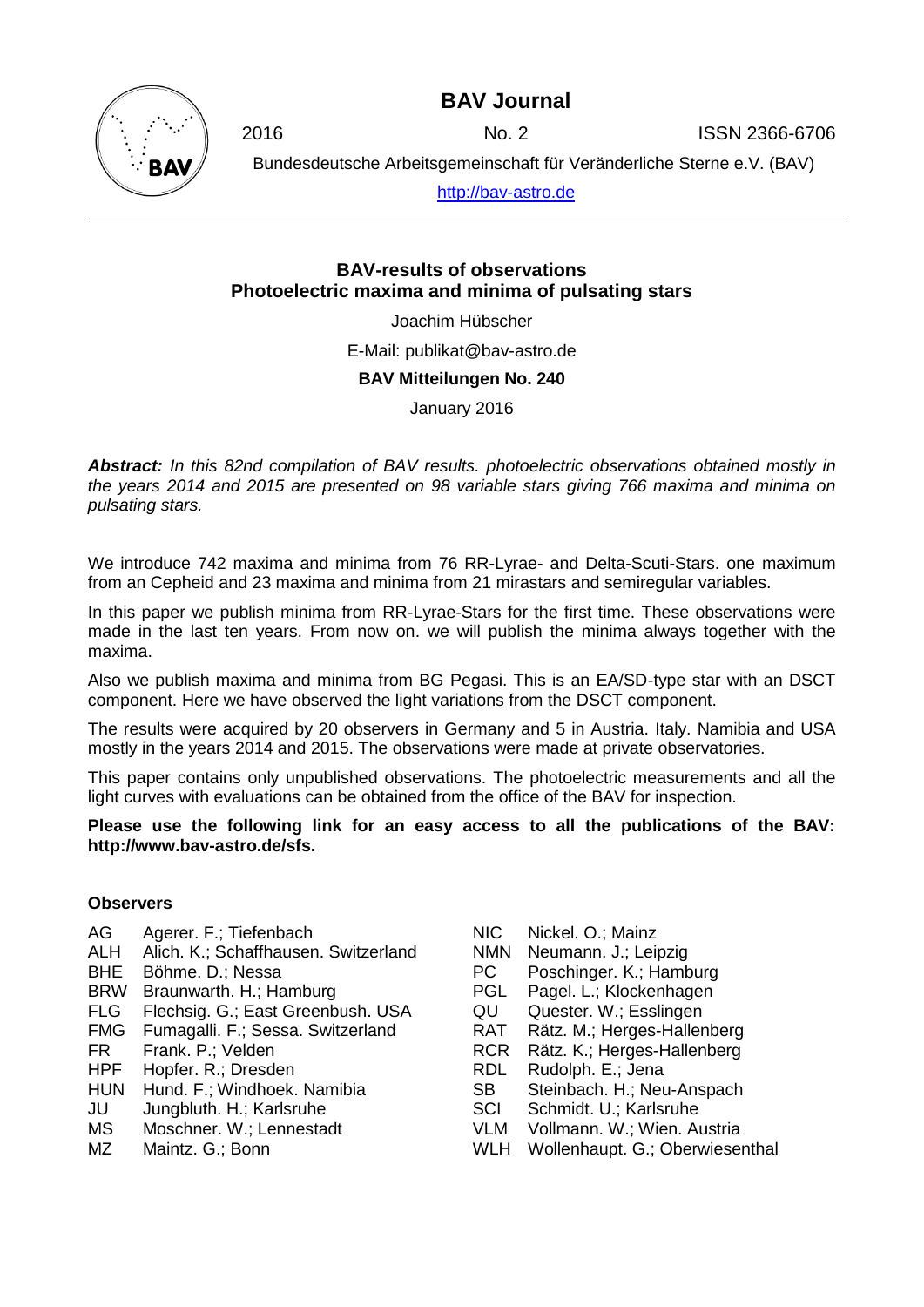# BAV Journal

2016 No. 2 ISSN 2366-6706

Bundesdeutsche Arbeitsgemeinschaft für Veränderliche Sterne e.V. (BAV)

http://bav-astro.de

---

## BAV-results of observations
## Photoelectric maxima and minima of pulsating stars

Joachim Hübscher

E-Mail: publikat@bav-astro.de

**BAV Mitteilungen No. 240**

January 2016

***Abstract:*** *In this 82nd compilation of BAV results. photoelectric observations obtained mostly in the years 2014 and 2015 are presented on 98 variable stars giving 766 maxima and minima on pulsating stars.*

We introduce 742 maxima and minima from 76 RR-Lyrae- and Delta-Scuti-Stars. one maximum from an Cepheid and 23 maxima and minima from 21 mirastars and semiregular variables.

In this paper we publish minima from RR-Lyrae-Stars for the first time. These observations were made in the last ten years. From now on. we will publish the minima always together with the maxima.

Also we publish maxima and minima from BG Pegasi. This is an EA/SD-type star with an DSCT component. Here we have observed the light variations from the DSCT component.

The results were acquired by 20 observers in Germany and 5 in Austria. Italy. Namibia and USA mostly in the years 2014 and 2015. The observations were made at private observatories.

This paper contains only unpublished observations. The photoelectric measurements and all the light curves with evaluations can be obtained from the office of the BAV for inspection.

**Please use the following link for an easy access to all the publications of the BAV: http://www.bav-astro.de/sfs.**

### Observers

| | |
|---|---|
| AG | Agerer. F.; Tiefenbach |
| ALH | Alich. K.; Schaffhausen. Switzerland |
| BHE | Böhme. D.; Nessa |
| BRW | Braunwarth. H.; Hamburg |
| FLG | Flechsig. G.; East Greenbush. USA |
| FMG | Fumagalli. F.; Sessa. Switzerland |
| FR | Frank. P.; Velden |
| HPF | Hopfer. R.; Dresden |
| HUN | Hund. F.; Windhoek. Namibia |
| JU | Jungbluth. H.; Karlsruhe |
| MS | Moschner. W.; Lennestadt |
| MZ | Maintz. G.; Bonn |
| NIC | Nickel. O.; Mainz |
| NMN | Neumann. J.; Leipzig |
| PC | Poschinger. K.; Hamburg |
| PGL | Pagel. L.; Klockenhagen |
| QU | Quester. W.; Esslingen |
| RAT | Rätz. M.; Herges-Hallenberg |
| RCR | Rätz. K.; Herges-Hallenberg |
| RDL | Rudolph. E.; Jena |
| SB | Steinbach. H.; Neu-Anspach |
| SCI | Schmidt. U.; Karlsruhe |
| VLM | Vollmann. W.; Wien. Austria |
| WLH | Wollenhaupt. G.; Oberwiesenthal |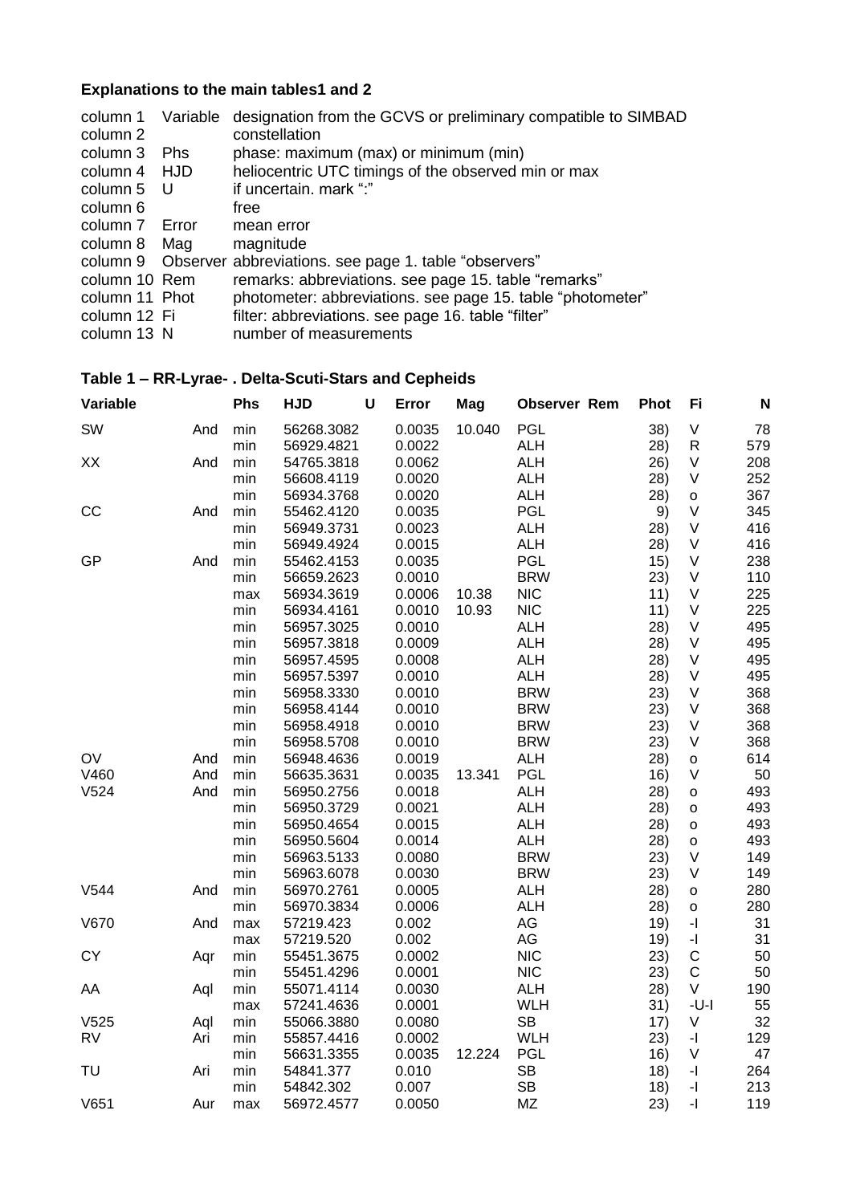### Explanations to the main tables1 and 2

| | | |
|---|---|---|
| column 1 | Variable | designation from the GCVS or preliminary compatible to SIMBAD |
| column 2 | | constellation |
| column 3 | Phs | phase: maximum (max) or minimum (min) |
| column 4 | HJD | heliocentric UTC timings of the observed min or max |
| column 5 | U | if uncertain. mark ":" |
| column 6 | | free |
| column 7 | Error | mean error |
| column 8 | Mag | magnitude |
| column 9 | Observer | abbreviations. see page 1. table "observers" |
| column 10 | Rem | remarks: abbreviations. see page 15. table "remarks" |
| column 11 | Phot | photometer: abbreviations. see page 15. table "photometer" |
| column 12 | Fi | filter: abbreviations. see page 16. table "filter" |
| column 13 | N | number of measurements |

### Table 1 – RR-Lyrae- . Delta-Scuti-Stars and Cepheids

| Variable | | Phs | HJD | U | Error | Mag | Observer | Rem | Phot | Fi | N |
|---|---|---|---|---|---|---|---|---|---|---|---|
| SW | And | min | 56268.3082 | | 0.0035 | 10.040 | PGL | | 38) | V | 78 |
| | | min | 56929.4821 | | 0.0022 | | ALH | | 28) | R | 579 |
| XX | And | min | 54765.3818 | | 0.0062 | | ALH | | 26) | V | 208 |
| | | min | 56608.4119 | | 0.0020 | | ALH | | 28) | V | 252 |
| | | min | 56934.3768 | | 0.0020 | | ALH | | 28) | o | 367 |
| CC | And | min | 55462.4120 | | 0.0035 | | PGL | | 9) | V | 345 |
| | | min | 56949.3731 | | 0.0023 | | ALH | | 28) | V | 416 |
| | | min | 56949.4924 | | 0.0015 | | ALH | | 28) | V | 416 |
| GP | And | min | 55462.4153 | | 0.0035 | | PGL | | 15) | V | 238 |
| | | min | 56659.2623 | | 0.0010 | | BRW | | 23) | V | 110 |
| | | max | 56934.3619 | | 0.0006 | 10.38 | NIC | | 11) | V | 225 |
| | | min | 56934.4161 | | 0.0010 | 10.93 | NIC | | 11) | V | 225 |
| | | min | 56957.3025 | | 0.0010 | | ALH | | 28) | V | 495 |
| | | min | 56957.3818 | | 0.0009 | | ALH | | 28) | V | 495 |
| | | min | 56957.4595 | | 0.0008 | | ALH | | 28) | V | 495 |
| | | min | 56957.5397 | | 0.0010 | | ALH | | 28) | V | 495 |
| | | min | 56958.3330 | | 0.0010 | | BRW | | 23) | V | 368 |
| | | min | 56958.4144 | | 0.0010 | | BRW | | 23) | V | 368 |
| | | min | 56958.4918 | | 0.0010 | | BRW | | 23) | V | 368 |
| | | min | 56958.5708 | | 0.0010 | | BRW | | 23) | V | 368 |
| OV | And | min | 56948.4636 | | 0.0019 | | ALH | | 28) | o | 614 |
| V460 | And | min | 56635.3631 | | 0.0035 | 13.341 | PGL | | 16) | V | 50 |
| V524 | And | min | 56950.2756 | | 0.0018 | | ALH | | 28) | o | 493 |
| | | min | 56950.3729 | | 0.0021 | | ALH | | 28) | o | 493 |
| | | min | 56950.4654 | | 0.0015 | | ALH | | 28) | o | 493 |
| | | min | 56950.5604 | | 0.0014 | | ALH | | 28) | o | 493 |
| | | min | 56963.5133 | | 0.0080 | | BRW | | 23) | V | 149 |
| | | min | 56963.6078 | | 0.0030 | | BRW | | 23) | V | 149 |
| V544 | And | min | 56970.2761 | | 0.0005 | | ALH | | 28) | o | 280 |
| | | min | 56970.3834 | | 0.0006 | | ALH | | 28) | o | 280 |
| V670 | And | max | 57219.423 | | 0.002 | | AG | | 19) | -I | 31 |
| | | max | 57219.520 | | 0.002 | | AG | | 19) | -I | 31 |
| CY | Aqr | min | 55451.3675 | | 0.0002 | | NIC | | 23) | C | 50 |
| | | min | 55451.4296 | | 0.0001 | | NIC | | 23) | C | 50 |
| AA | Aql | min | 55071.4114 | | 0.0030 | | ALH | | 28) | V | 190 |
| | | max | 57241.4636 | | 0.0001 | | WLH | | 31) | -U-I | 55 |
| V525 | Aql | min | 55066.3880 | | 0.0080 | | SB | | 17) | V | 32 |
| RV | Ari | min | 55857.4416 | | 0.0002 | | WLH | | 23) | -I | 129 |
| | | min | 56631.3355 | | 0.0035 | 12.224 | PGL | | 16) | V | 47 |
| TU | Ari | min | 54841.377 | | 0.010 | | SB | | 18) | -I | 264 |
| | | min | 54842.302 | | 0.007 | | SB | | 18) | -I | 213 |
| V651 | Aur | max | 56972.4577 | | 0.0050 | | MZ | | 23) | -I | 119 |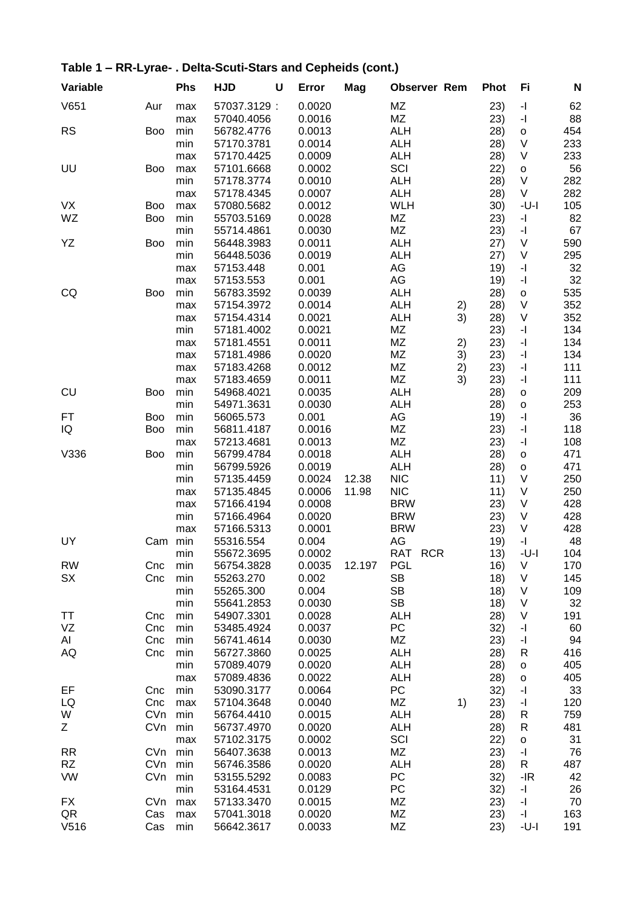## Table 1 – RR-Lyrae- . Delta-Scuti-Stars and Cepheids (cont.)

| Variable | | Phs | HJD | U | Error | Mag | Observer | Rem | Phot | Fi | N |
|---|---|---|---|---|---|---|---|---|---|---|---|
| V651 | Aur | max | 57037.3129 | : | 0.0020 | | MZ | | 23) | -I | 62 |
| | | max | 57040.4056 | | 0.0016 | | MZ | | 23) | -I | 88 |
| RS | Boo | min | 56782.4776 | | 0.0013 | | ALH | | 28) | o | 454 |
| | | min | 57170.3781 | | 0.0014 | | ALH | | 28) | V | 233 |
| | | max | 57170.4425 | | 0.0009 | | ALH | | 28) | V | 233 |
| UU | Boo | max | 57101.6668 | | 0.0002 | | SCI | | 22) | o | 56 |
| | | min | 57178.3774 | | 0.0010 | | ALH | | 28) | V | 282 |
| | | max | 57178.4345 | | 0.0007 | | ALH | | 28) | V | 282 |
| VX | Boo | max | 57080.5682 | | 0.0012 | | WLH | | 30) | -U-I | 105 |
| WZ | Boo | min | 55703.5169 | | 0.0028 | | MZ | | 23) | -I | 82 |
| | | min | 55714.4861 | | 0.0030 | | MZ | | 23) | -I | 67 |
| YZ | Boo | min | 56448.3983 | | 0.0011 | | ALH | | 27) | V | 590 |
| | | min | 56448.5036 | | 0.0019 | | ALH | | 27) | V | 295 |
| | | max | 57153.448 | | 0.001 | | AG | | 19) | -I | 32 |
| | | max | 57153.553 | | 0.001 | | AG | | 19) | -I | 32 |
| CQ | Boo | min | 56783.3592 | | 0.0039 | | ALH | | 28) | o | 535 |
| | | max | 57154.3972 | | 0.0014 | | ALH | 2) | 28) | V | 352 |
| | | max | 57154.4314 | | 0.0021 | | ALH | 3) | 28) | V | 352 |
| | | min | 57181.4002 | | 0.0021 | | MZ | | 23) | -I | 134 |
| | | max | 57181.4551 | | 0.0011 | | MZ | 2) | 23) | -I | 134 |
| | | max | 57181.4986 | | 0.0020 | | MZ | 3) | 23) | -I | 134 |
| | | max | 57183.4268 | | 0.0012 | | MZ | 2) | 23) | -I | 111 |
| | | max | 57183.4659 | | 0.0011 | | MZ | 3) | 23) | -I | 111 |
| CU | Boo | min | 54968.4021 | | 0.0035 | | ALH | | 28) | o | 209 |
| | | min | 54971.3631 | | 0.0030 | | ALH | | 28) | o | 253 |
| FT | Boo | min | 56065.573 | | 0.001 | | AG | | 19) | -I | 36 |
| IQ | Boo | min | 56811.4187 | | 0.0016 | | MZ | | 23) | -I | 118 |
| | | max | 57213.4681 | | 0.0013 | | MZ | | 23) | -I | 108 |
| V336 | Boo | min | 56799.4784 | | 0.0018 | | ALH | | 28) | o | 471 |
| | | min | 56799.5926 | | 0.0019 | | ALH | | 28) | o | 471 |
| | | min | 57135.4459 | | 0.0024 | 12.38 | NIC | | 11) | V | 250 |
| | | max | 57135.4845 | | 0.0006 | 11.98 | NIC | | 11) | V | 250 |
| | | max | 57166.4194 | | 0.0008 | | BRW | | 23) | V | 428 |
| | | min | 57166.4964 | | 0.0020 | | BRW | | 23) | V | 428 |
| | | max | 57166.5313 | | 0.0001 | | BRW | | 23) | V | 428 |
| UY | Cam | min | 55316.554 | | 0.004 | | AG | | 19) | -I | 48 |
| | | min | 55672.3695 | | 0.0002 | | RAT RCR | | 13) | -U-I | 104 |
| RW | Cnc | min | 56754.3828 | | 0.0035 | 12.197 | PGL | | 16) | V | 170 |
| SX | Cnc | min | 55263.270 | | 0.002 | | SB | | 18) | V | 145 |
| | | min | 55265.300 | | 0.004 | | SB | | 18) | V | 109 |
| | | min | 55641.2853 | | 0.0030 | | SB | | 18) | V | 32 |
| TT | Cnc | min | 54907.3301 | | 0.0028 | | ALH | | 28) | V | 191 |
| VZ | Cnc | min | 53485.4924 | | 0.0037 | | PC | | 32) | -I | 60 |
| AI | Cnc | min | 56741.4614 | | 0.0030 | | MZ | | 23) | -I | 94 |
| AQ | Cnc | min | 56727.3860 | | 0.0025 | | ALH | | 28) | R | 416 |
| | | min | 57089.4079 | | 0.0020 | | ALH | | 28) | o | 405 |
| | | max | 57089.4836 | | 0.0022 | | ALH | | 28) | o | 405 |
| EF | Cnc | min | 53090.3177 | | 0.0064 | | PC | | 32) | -I | 33 |
| LQ | Cnc | max | 57104.3648 | | 0.0040 | | MZ | 1) | 23) | -I | 120 |
| W | CVn | min | 56764.4410 | | 0.0015 | | ALH | | 28) | R | 759 |
| Z | CVn | min | 56737.4970 | | 0.0020 | | ALH | | 28) | R | 481 |
| | | max | 57102.3175 | | 0.0002 | | SCI | | 22) | o | 31 |
| RR | CVn | min | 56407.3638 | | 0.0013 | | MZ | | 23) | -I | 76 |
| RZ | CVn | min | 56746.3586 | | 0.0020 | | ALH | | 28) | R | 487 |
| VW | CVn | min | 53155.5292 | | 0.0083 | | PC | | 32) | -IR | 42 |
| | | min | 53164.4531 | | 0.0129 | | PC | | 32) | -I | 26 |
| FX | CVn | max | 57133.3470 | | 0.0015 | | MZ | | 23) | -I | 70 |
| QR | Cas | max | 57041.3018 | | 0.0020 | | MZ | | 23) | -I | 163 |
| V516 | Cas | min | 56642.3617 | | 0.0033 | | MZ | | 23) | -U-I | 191 |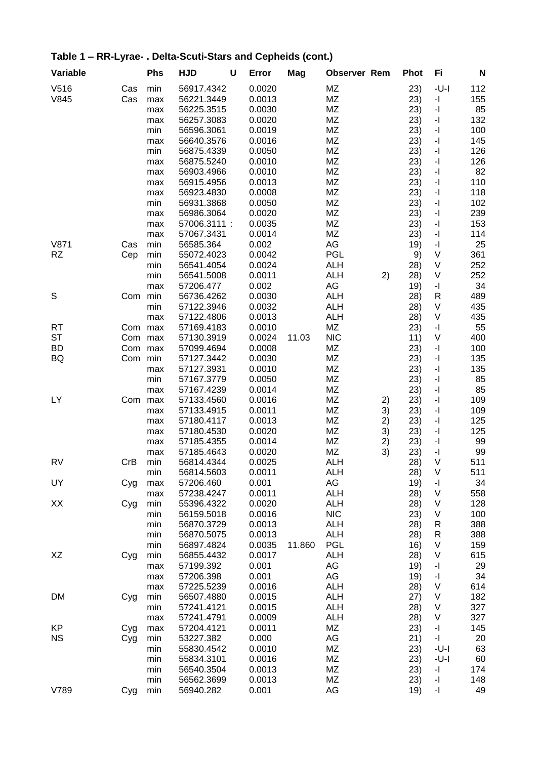## Table 1 – RR-Lyrae- . Delta-Scuti-Stars and Cepheids (cont.)

| Variable | | Phs | HJD | U | Error | Mag | Observer | Rem | Phot | Fi | N |
|---|---|---|---|---|---|---|---|---|---|---|---|
| V516 | Cas | min | 56917.4342 | | 0.0020 | | MZ | | 23) | -U-I | 112 |
| V845 | Cas | max | 56221.3449 | | 0.0013 | | MZ | | 23) | -I | 155 |
| | | max | 56225.3515 | | 0.0030 | | MZ | | 23) | -I | 85 |
| | | max | 56257.3083 | | 0.0020 | | MZ | | 23) | -I | 132 |
| | | min | 56596.3061 | | 0.0019 | | MZ | | 23) | -I | 100 |
| | | max | 56640.3576 | | 0.0016 | | MZ | | 23) | -I | 145 |
| | | min | 56875.4339 | | 0.0050 | | MZ | | 23) | -I | 126 |
| | | max | 56875.5240 | | 0.0010 | | MZ | | 23) | -I | 126 |
| | | max | 56903.4966 | | 0.0010 | | MZ | | 23) | -I | 82 |
| | | max | 56915.4956 | | 0.0013 | | MZ | | 23) | -I | 110 |
| | | max | 56923.4830 | | 0.0008 | | MZ | | 23) | -I | 118 |
| | | min | 56931.3868 | | 0.0050 | | MZ | | 23) | -I | 102 |
| | | max | 56986.3064 | | 0.0020 | | MZ | | 23) | -I | 239 |
| | | max | 57006.3111 | : | 0.0035 | | MZ | | 23) | -I | 153 |
| | | max | 57067.3431 | | 0.0014 | | MZ | | 23) | -I | 114 |
| V871 | Cas | min | 56585.364 | | 0.002 | | AG | | 19) | -I | 25 |
| RZ | Cep | min | 55072.4023 | | 0.0042 | | PGL | | 9) | V | 361 |
| | | min | 56541.4054 | | 0.0024 | | ALH | | 28) | V | 252 |
| | | min | 56541.5008 | | 0.0011 | | ALH | 2) | 28) | V | 252 |
| | | max | 57206.477 | | 0.002 | | AG | | 19) | -I | 34 |
| S | Com | min | 56736.4262 | | 0.0030 | | ALH | | 28) | R | 489 |
| | | min | 57122.3946 | | 0.0032 | | ALH | | 28) | V | 435 |
| | | max | 57122.4806 | | 0.0013 | | ALH | | 28) | V | 435 |
| RT | Com | max | 57169.4183 | | 0.0010 | | MZ | | 23) | -I | 55 |
| ST | Com | max | 57130.3919 | | 0.0024 | 11.03 | NIC | | 11) | V | 400 |
| BD | Com | max | 57099.4694 | | 0.0008 | | MZ | | 23) | -I | 100 |
| BQ | Com | min | 57127.3442 | | 0.0030 | | MZ | | 23) | -I | 135 |
| | | max | 57127.3931 | | 0.0010 | | MZ | | 23) | -I | 135 |
| | | min | 57167.3779 | | 0.0050 | | MZ | | 23) | -I | 85 |
| | | max | 57167.4239 | | 0.0014 | | MZ | | 23) | -I | 85 |
| LY | Com | max | 57133.4560 | | 0.0016 | | MZ | 2) | 23) | -I | 109 |
| | | max | 57133.4915 | | 0.0011 | | MZ | 3) | 23) | -I | 109 |
| | | max | 57180.4117 | | 0.0013 | | MZ | 2) | 23) | -I | 125 |
| | | max | 57180.4530 | | 0.0020 | | MZ | 3) | 23) | -I | 125 |
| | | max | 57185.4355 | | 0.0014 | | MZ | 2) | 23) | -I | 99 |
| | | max | 57185.4643 | | 0.0020 | | MZ | 3) | 23) | -I | 99 |
| RV | CrB | min | 56814.4344 | | 0.0025 | | ALH | | 28) | V | 511 |
| | | min | 56814.5603 | | 0.0011 | | ALH | | 28) | V | 511 |
| UY | Cyg | max | 57206.460 | | 0.001 | | AG | | 19) | -I | 34 |
| | | max | 57238.4247 | | 0.0011 | | ALH | | 28) | V | 558 |
| XX | Cyg | min | 55396.4322 | | 0.0020 | | ALH | | 28) | V | 128 |
| | | min | 56159.5018 | | 0.0016 | | NIC | | 23) | V | 100 |
| | | min | 56870.3729 | | 0.0013 | | ALH | | 28) | R | 388 |
| | | min | 56870.5075 | | 0.0013 | | ALH | | 28) | R | 388 |
| | | min | 56897.4824 | | 0.0035 | 11.860 | PGL | | 16) | V | 159 |
| XZ | Cyg | min | 56855.4432 | | 0.0017 | | ALH | | 28) | V | 615 |
| | | max | 57199.392 | | 0.001 | | AG | | 19) | -I | 29 |
| | | max | 57206.398 | | 0.001 | | AG | | 19) | -I | 34 |
| | | max | 57225.5239 | | 0.0016 | | ALH | | 28) | V | 614 |
| DM | Cyg | min | 56507.4880 | | 0.0015 | | ALH | | 27) | V | 182 |
| | | min | 57241.4121 | | 0.0015 | | ALH | | 28) | V | 327 |
| | | max | 57241.4791 | | 0.0009 | | ALH | | 28) | V | 327 |
| KP | Cyg | max | 57204.4121 | | 0.0011 | | MZ | | 23) | -I | 145 |
| NS | Cyg | min | 53227.382 | | 0.000 | | AG | | 21) | -I | 20 |
| | | min | 55830.4542 | | 0.0010 | | MZ | | 23) | -U-I | 63 |
| | | min | 55834.3101 | | 0.0016 | | MZ | | 23) | -U-I | 60 |
| | | min | 56540.3504 | | 0.0013 | | MZ | | 23) | -I | 174 |
| | | min | 56562.3699 | | 0.0013 | | MZ | | 23) | -I | 148 |
| V789 | Cyg | min | 56940.282 | | 0.001 | | AG | | 19) | -I | 49 |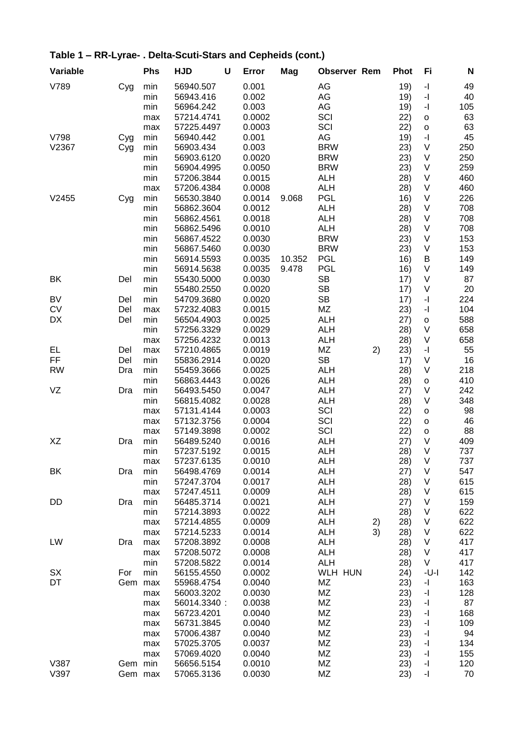## Table 1 – RR-Lyrae- . Delta-Scuti-Stars and Cepheids (cont.)

| Variable | | Phs | HJD | U | Error | Mag | Observer | Rem | Phot | Fi | N |
|---|---|---|---|---|---|---|---|---|---|---|---|
| V789 | Cyg | min | 56940.507 | | 0.001 | | AG | | 19) | -I | 49 |
| | | min | 56943.416 | | 0.002 | | AG | | 19) | -I | 40 |
| | | min | 56964.242 | | 0.003 | | AG | | 19) | -I | 105 |
| | | max | 57214.4741 | | 0.0002 | | SCI | | 22) | o | 63 |
| | | max | 57225.4497 | | 0.0003 | | SCI | | 22) | o | 63 |
| V798 | Cyg | min | 56940.442 | | 0.001 | | AG | | 19) | -I | 45 |
| V2367 | Cyg | min | 56903.434 | | 0.003 | | BRW | | 23) | V | 250 |
| | | min | 56903.6120 | | 0.0020 | | BRW | | 23) | V | 250 |
| | | min | 56904.4995 | | 0.0050 | | BRW | | 23) | V | 259 |
| | | min | 57206.3844 | | 0.0015 | | ALH | | 28) | V | 460 |
| | | max | 57206.4384 | | 0.0008 | | ALH | | 28) | V | 460 |
| V2455 | Cyg | min | 56530.3840 | | 0.0014 | 9.068 | PGL | | 16) | V | 226 |
| | | min | 56862.3604 | | 0.0012 | | ALH | | 28) | V | 708 |
| | | min | 56862.4561 | | 0.0018 | | ALH | | 28) | V | 708 |
| | | min | 56862.5496 | | 0.0010 | | ALH | | 28) | V | 708 |
| | | min | 56867.4522 | | 0.0030 | | BRW | | 23) | V | 153 |
| | | min | 56867.5460 | | 0.0030 | | BRW | | 23) | V | 153 |
| | | min | 56914.5593 | | 0.0035 | 10.352 | PGL | | 16) | B | 149 |
| | | min | 56914.5638 | | 0.0035 | 9.478 | PGL | | 16) | V | 149 |
| BK | Del | min | 55430.5000 | | 0.0030 | | SB | | 17) | V | 87 |
| | | min | 55480.2550 | | 0.0020 | | SB | | 17) | V | 20 |
| BV | Del | min | 54709.3680 | | 0.0020 | | SB | | 17) | -I | 224 |
| CV | Del | max | 57232.4083 | | 0.0015 | | MZ | | 23) | -I | 104 |
| DX | Del | min | 56504.4903 | | 0.0025 | | ALH | | 27) | o | 588 |
| | | min | 57256.3329 | | 0.0029 | | ALH | | 28) | V | 658 |
| | | max | 57256.4232 | | 0.0013 | | ALH | | 28) | V | 658 |
| EL | Del | max | 57210.4865 | | 0.0019 | | MZ | 2) | 23) | -I | 55 |
| FF | Del | min | 55836.2914 | | 0.0020 | | SB | | 17) | V | 16 |
| RW | Dra | min | 55459.3666 | | 0.0025 | | ALH | | 28) | V | 218 |
| | | min | 56863.4443 | | 0.0026 | | ALH | | 28) | o | 410 |
| VZ | Dra | min | 56493.5450 | | 0.0047 | | ALH | | 27) | V | 242 |
| | | min | 56815.4082 | | 0.0028 | | ALH | | 28) | V | 348 |
| | | max | 57131.4144 | | 0.0003 | | SCI | | 22) | o | 98 |
| | | max | 57132.3756 | | 0.0004 | | SCI | | 22) | o | 46 |
| | | max | 57149.3898 | | 0.0002 | | SCI | | 22) | o | 88 |
| XZ | Dra | min | 56489.5240 | | 0.0016 | | ALH | | 27) | V | 409 |
| | | min | 57237.5192 | | 0.0015 | | ALH | | 28) | V | 737 |
| | | max | 57237.6135 | | 0.0010 | | ALH | | 28) | V | 737 |
| BK | Dra | min | 56498.4769 | | 0.0014 | | ALH | | 27) | V | 547 |
| | | min | 57247.3704 | | 0.0017 | | ALH | | 28) | V | 615 |
| | | max | 57247.4511 | | 0.0009 | | ALH | | 28) | V | 615 |
| DD | Dra | min | 56485.3714 | | 0.0021 | | ALH | | 27) | V | 159 |
| | | min | 57214.3893 | | 0.0022 | | ALH | | 28) | V | 622 |
| | | max | 57214.4855 | | 0.0009 | | ALH | 2) | 28) | V | 622 |
| | | max | 57214.5233 | | 0.0014 | | ALH | 3) | 28) | V | 622 |
| LW | Dra | max | 57208.3892 | | 0.0008 | | ALH | | 28) | V | 417 |
| | | max | 57208.5072 | | 0.0008 | | ALH | | 28) | V | 417 |
| | | min | 57208.5822 | | 0.0014 | | ALH | | 28) | V | 417 |
| SX | For | min | 56155.4550 | | 0.0002 | | WLH HUN | | 24) | -U-I | 142 |
| DT | Gem | max | 55968.4754 | | 0.0040 | | MZ | | 23) | -I | 163 |
| | | max | 56003.3202 | | 0.0030 | | MZ | | 23) | -I | 128 |
| | | max | 56014.3340 | : | 0.0038 | | MZ | | 23) | -I | 87 |
| | | max | 56723.4201 | | 0.0040 | | MZ | | 23) | -I | 168 |
| | | max | 56731.3845 | | 0.0040 | | MZ | | 23) | -I | 109 |
| | | max | 57006.4387 | | 0.0040 | | MZ | | 23) | -I | 94 |
| | | max | 57025.3705 | | 0.0037 | | MZ | | 23) | -I | 134 |
| | | max | 57069.4020 | | 0.0040 | | MZ | | 23) | -I | 155 |
| V387 | Gem | min | 56656.5154 | | 0.0010 | | MZ | | 23) | -I | 120 |
| V397 | Gem | max | 57065.3136 | | 0.0030 | | MZ | | 23) | -I | 70 |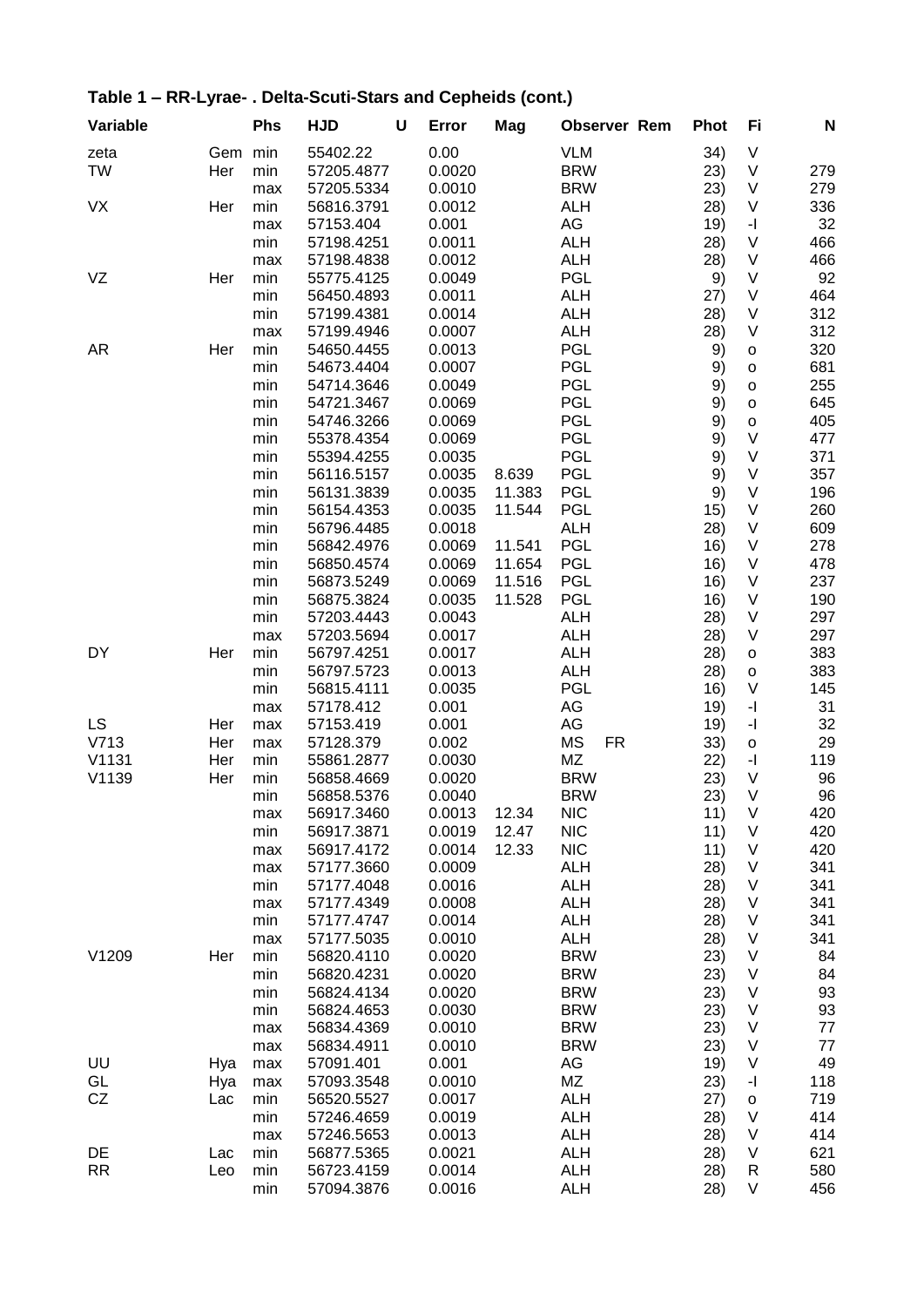## Table 1 – RR-Lyrae- . Delta-Scuti-Stars and Cepheids (cont.)

| Variable | | Phs | HJD | U | Error | Mag | Observer | Rem | Phot | Fi | N |
|---|---|---|---|---|---|---|---|---|---|---|---|
| zeta | Gem | min | 55402.22 | | 0.00 | | VLM | | 34) | V | |
| TW | Her | min | 57205.4877 | | 0.0020 | | BRW | | 23) | V | 279 |
| | | max | 57205.5334 | | 0.0010 | | BRW | | 23) | V | 279 |
| VX | Her | min | 56816.3791 | | 0.0012 | | ALH | | 28) | V | 336 |
| | | max | 57153.404 | | 0.001 | | AG | | 19) | -I | 32 |
| | | min | 57198.4251 | | 0.0011 | | ALH | | 28) | V | 466 |
| | | max | 57198.4838 | | 0.0012 | | ALH | | 28) | V | 466 |
| VZ | Her | min | 55775.4125 | | 0.0049 | | PGL | | 9) | V | 92 |
| | | min | 56450.4893 | | 0.0011 | | ALH | | 27) | V | 464 |
| | | min | 57199.4381 | | 0.0014 | | ALH | | 28) | V | 312 |
| | | max | 57199.4946 | | 0.0007 | | ALH | | 28) | V | 312 |
| AR | Her | min | 54650.4455 | | 0.0013 | | PGL | | 9) | o | 320 |
| | | min | 54673.4404 | | 0.0007 | | PGL | | 9) | o | 681 |
| | | min | 54714.3646 | | 0.0049 | | PGL | | 9) | o | 255 |
| | | min | 54721.3467 | | 0.0069 | | PGL | | 9) | o | 645 |
| | | min | 54746.3266 | | 0.0069 | | PGL | | 9) | o | 405 |
| | | min | 55378.4354 | | 0.0069 | | PGL | | 9) | V | 477 |
| | | min | 55394.4255 | | 0.0035 | | PGL | | 9) | V | 371 |
| | | min | 56116.5157 | | 0.0035 | 8.639 | PGL | | 9) | V | 357 |
| | | min | 56131.3839 | | 0.0035 | 11.383 | PGL | | 9) | V | 196 |
| | | min | 56154.4353 | | 0.0035 | 11.544 | PGL | | 15) | V | 260 |
| | | min | 56796.4485 | | 0.0018 | | ALH | | 28) | V | 609 |
| | | min | 56842.4976 | | 0.0069 | 11.541 | PGL | | 16) | V | 278 |
| | | min | 56850.4574 | | 0.0069 | 11.654 | PGL | | 16) | V | 478 |
| | | min | 56873.5249 | | 0.0069 | 11.516 | PGL | | 16) | V | 237 |
| | | min | 56875.3824 | | 0.0035 | 11.528 | PGL | | 16) | V | 190 |
| | | min | 57203.4443 | | 0.0043 | | ALH | | 28) | V | 297 |
| | | max | 57203.5694 | | 0.0017 | | ALH | | 28) | V | 297 |
| DY | Her | min | 56797.4251 | | 0.0017 | | ALH | | 28) | o | 383 |
| | | min | 56797.5723 | | 0.0013 | | ALH | | 28) | o | 383 |
| | | min | 56815.4111 | | 0.0035 | | PGL | | 16) | V | 145 |
| | | max | 57178.412 | | 0.001 | | AG | | 19) | -I | 31 |
| LS | Her | max | 57153.419 | | 0.001 | | AG | | 19) | -I | 32 |
| V713 | Her | max | 57128.379 | | 0.002 | | MS | FR | 33) | o | 29 |
| V1131 | Her | min | 55861.2877 | | 0.0030 | | MZ | | 22) | -I | 119 |
| V1139 | Her | min | 56858.4669 | | 0.0020 | | BRW | | 23) | V | 96 |
| | | min | 56858.5376 | | 0.0040 | | BRW | | 23) | V | 96 |
| | | max | 56917.3460 | | 0.0013 | 12.34 | NIC | | 11) | V | 420 |
| | | min | 56917.3871 | | 0.0019 | 12.47 | NIC | | 11) | V | 420 |
| | | max | 56917.4172 | | 0.0014 | 12.33 | NIC | | 11) | V | 420 |
| | | max | 57177.3660 | | 0.0009 | | ALH | | 28) | V | 341 |
| | | min | 57177.4048 | | 0.0016 | | ALH | | 28) | V | 341 |
| | | max | 57177.4349 | | 0.0008 | | ALH | | 28) | V | 341 |
| | | min | 57177.4747 | | 0.0014 | | ALH | | 28) | V | 341 |
| | | max | 57177.5035 | | 0.0010 | | ALH | | 28) | V | 341 |
| V1209 | Her | min | 56820.4110 | | 0.0020 | | BRW | | 23) | V | 84 |
| | | min | 56820.4231 | | 0.0020 | | BRW | | 23) | V | 84 |
| | | min | 56824.4134 | | 0.0020 | | BRW | | 23) | V | 93 |
| | | min | 56824.4653 | | 0.0030 | | BRW | | 23) | V | 93 |
| | | max | 56834.4369 | | 0.0010 | | BRW | | 23) | V | 77 |
| | | max | 56834.4911 | | 0.0010 | | BRW | | 23) | V | 77 |
| UU | Hya | max | 57091.401 | | 0.001 | | AG | | 19) | V | 49 |
| GL | Hya | max | 57093.3548 | | 0.0010 | | MZ | | 23) | -I | 118 |
| CZ | Lac | min | 56520.5527 | | 0.0017 | | ALH | | 27) | o | 719 |
| | | min | 57246.4659 | | 0.0019 | | ALH | | 28) | V | 414 |
| | | max | 57246.5653 | | 0.0013 | | ALH | | 28) | V | 414 |
| DE | Lac | min | 56877.5365 | | 0.0021 | | ALH | | 28) | V | 621 |
| RR | Leo | min | 56723.4159 | | 0.0014 | | ALH | | 28) | R | 580 |
| | | min | 57094.3876 | | 0.0016 | | ALH | | 28) | V | 456 |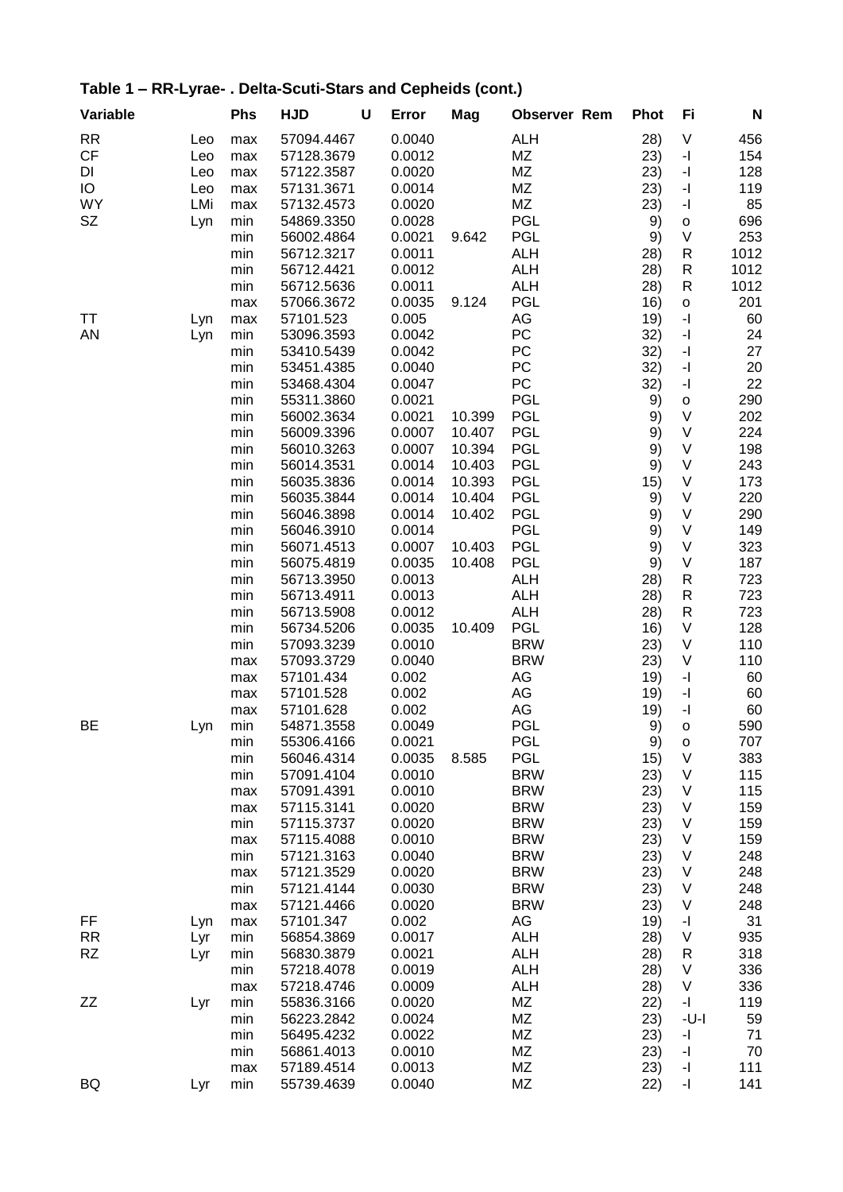## Table 1 – RR-Lyrae- . Delta-Scuti-Stars and Cepheids (cont.)

| Variable | | Phs | HJD | U | Error | Mag | Observer | Rem | Phot | Fi | N |
|---|---|---|---|---|---|---|---|---|---|---|---|
| RR | Leo | max | 57094.4467 | | 0.0040 | | ALH | | 28) | V | 456 |
| CF | Leo | max | 57128.3679 | | 0.0012 | | MZ | | 23) | -I | 154 |
| DI | Leo | max | 57122.3587 | | 0.0020 | | MZ | | 23) | -I | 128 |
| IO | Leo | max | 57131.3671 | | 0.0014 | | MZ | | 23) | -I | 119 |
| WY | LMi | max | 57132.4573 | | 0.0020 | | MZ | | 23) | -I | 85 |
| SZ | Lyn | min | 54869.3350 | | 0.0028 | | PGL | | 9) | o | 696 |
| | | min | 56002.4864 | | 0.0021 | 9.642 | PGL | | 9) | V | 253 |
| | | min | 56712.3217 | | 0.0011 | | ALH | | 28) | R | 1012 |
| | | min | 56712.4421 | | 0.0012 | | ALH | | 28) | R | 1012 |
| | | min | 56712.5636 | | 0.0011 | | ALH | | 28) | R | 1012 |
| | | max | 57066.3672 | | 0.0035 | 9.124 | PGL | | 16) | o | 201 |
| TT | Lyn | max | 57101.523 | | 0.005 | | AG | | 19) | -I | 60 |
| AN | Lyn | min | 53096.3593 | | 0.0042 | | PC | | 32) | -I | 24 |
| | | min | 53410.5439 | | 0.0042 | | PC | | 32) | -I | 27 |
| | | min | 53451.4385 | | 0.0040 | | PC | | 32) | -I | 20 |
| | | min | 53468.4304 | | 0.0047 | | PC | | 32) | -I | 22 |
| | | min | 55311.3860 | | 0.0021 | | PGL | | 9) | o | 290 |
| | | min | 56002.3634 | | 0.0021 | 10.399 | PGL | | 9) | V | 202 |
| | | min | 56009.3396 | | 0.0007 | 10.407 | PGL | | 9) | V | 224 |
| | | min | 56010.3263 | | 0.0007 | 10.394 | PGL | | 9) | V | 198 |
| | | min | 56014.3531 | | 0.0014 | 10.403 | PGL | | 9) | V | 243 |
| | | min | 56035.3836 | | 0.0014 | 10.393 | PGL | | 15) | V | 173 |
| | | min | 56035.3844 | | 0.0014 | 10.404 | PGL | | 9) | V | 220 |
| | | min | 56046.3898 | | 0.0014 | 10.402 | PGL | | 9) | V | 290 |
| | | min | 56046.3910 | | 0.0014 | | PGL | | 9) | V | 149 |
| | | min | 56071.4513 | | 0.0007 | 10.403 | PGL | | 9) | V | 323 |
| | | min | 56075.4819 | | 0.0035 | 10.408 | PGL | | 9) | V | 187 |
| | | min | 56713.3950 | | 0.0013 | | ALH | | 28) | R | 723 |
| | | min | 56713.4911 | | 0.0013 | | ALH | | 28) | R | 723 |
| | | min | 56713.5908 | | 0.0012 | | ALH | | 28) | R | 723 |
| | | min | 56734.5206 | | 0.0035 | 10.409 | PGL | | 16) | V | 128 |
| | | min | 57093.3239 | | 0.0010 | | BRW | | 23) | V | 110 |
| | | max | 57093.3729 | | 0.0040 | | BRW | | 23) | V | 110 |
| | | max | 57101.434 | | 0.002 | | AG | | 19) | -I | 60 |
| | | max | 57101.528 | | 0.002 | | AG | | 19) | -I | 60 |
| | | max | 57101.628 | | 0.002 | | AG | | 19) | -I | 60 |
| BE | Lyn | min | 54871.3558 | | 0.0049 | | PGL | | 9) | o | 590 |
| | | min | 55306.4166 | | 0.0021 | | PGL | | 9) | o | 707 |
| | | min | 56046.4314 | | 0.0035 | 8.585 | PGL | | 15) | V | 383 |
| | | min | 57091.4104 | | 0.0010 | | BRW | | 23) | V | 115 |
| | | max | 57091.4391 | | 0.0010 | | BRW | | 23) | V | 115 |
| | | max | 57115.3141 | | 0.0020 | | BRW | | 23) | V | 159 |
| | | min | 57115.3737 | | 0.0020 | | BRW | | 23) | V | 159 |
| | | max | 57115.4088 | | 0.0010 | | BRW | | 23) | V | 159 |
| | | min | 57121.3163 | | 0.0040 | | BRW | | 23) | V | 248 |
| | | max | 57121.3529 | | 0.0020 | | BRW | | 23) | V | 248 |
| | | min | 57121.4144 | | 0.0030 | | BRW | | 23) | V | 248 |
| | | max | 57121.4466 | | 0.0020 | | BRW | | 23) | V | 248 |
| FF | Lyn | max | 57101.347 | | 0.002 | | AG | | 19) | -I | 31 |
| RR | Lyr | min | 56854.3869 | | 0.0017 | | ALH | | 28) | V | 935 |
| RZ | Lyr | min | 56830.3879 | | 0.0021 | | ALH | | 28) | R | 318 |
| | | min | 57218.4078 | | 0.0019 | | ALH | | 28) | V | 336 |
| | | max | 57218.4746 | | 0.0009 | | ALH | | 28) | V | 336 |
| ZZ | Lyr | min | 55836.3166 | | 0.0020 | | MZ | | 22) | -I | 119 |
| | | min | 56223.2842 | | 0.0024 | | MZ | | 23) | -U-I | 59 |
| | | min | 56495.4232 | | 0.0022 | | MZ | | 23) | -I | 71 |
| | | min | 56861.4013 | | 0.0010 | | MZ | | 23) | -I | 70 |
| | | max | 57189.4514 | | 0.0013 | | MZ | | 23) | -I | 111 |
| BQ | Lyr | min | 55739.4639 | | 0.0040 | | MZ | | 22) | -I | 141 |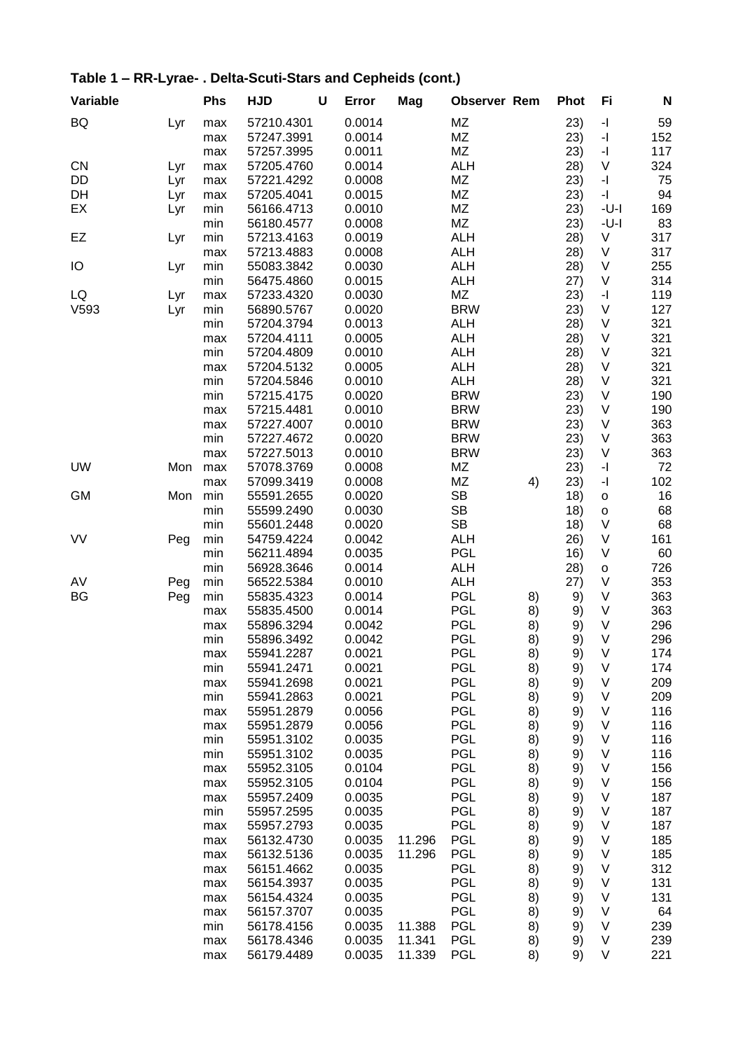## Table 1 – RR-Lyrae- . Delta-Scuti-Stars and Cepheids (cont.)

| Variable | | Phs | HJD | U | Error | Mag | Observer | Rem | Phot | Fi | N |
|---|---|---|---|---|---|---|---|---|---|---|---|
| BQ | Lyr | max | 57210.4301 | | 0.0014 | | MZ | | 23) | -I | 59 |
| | | max | 57247.3991 | | 0.0014 | | MZ | | 23) | -I | 152 |
| | | max | 57257.3995 | | 0.0011 | | MZ | | 23) | -I | 117 |
| CN | Lyr | max | 57205.4760 | | 0.0014 | | ALH | | 28) | V | 324 |
| DD | Lyr | max | 57221.4292 | | 0.0008 | | MZ | | 23) | -I | 75 |
| DH | Lyr | max | 57205.4041 | | 0.0015 | | MZ | | 23) | -I | 94 |
| EX | Lyr | min | 56166.4713 | | 0.0010 | | MZ | | 23) | -U-I | 169 |
| | | min | 56180.4577 | | 0.0008 | | MZ | | 23) | -U-I | 83 |
| EZ | Lyr | min | 57213.4163 | | 0.0019 | | ALH | | 28) | V | 317 |
| | | max | 57213.4883 | | 0.0008 | | ALH | | 28) | V | 317 |
| IO | Lyr | min | 55083.3842 | | 0.0030 | | ALH | | 28) | V | 255 |
| | | min | 56475.4860 | | 0.0015 | | ALH | | 27) | V | 314 |
| LQ | Lyr | max | 57233.4320 | | 0.0030 | | MZ | | 23) | -I | 119 |
| V593 | Lyr | min | 56890.5767 | | 0.0020 | | BRW | | 23) | V | 127 |
| | | min | 57204.3794 | | 0.0013 | | ALH | | 28) | V | 321 |
| | | max | 57204.4111 | | 0.0005 | | ALH | | 28) | V | 321 |
| | | min | 57204.4809 | | 0.0010 | | ALH | | 28) | V | 321 |
| | | max | 57204.5132 | | 0.0005 | | ALH | | 28) | V | 321 |
| | | min | 57204.5846 | | 0.0010 | | ALH | | 28) | V | 321 |
| | | min | 57215.4175 | | 0.0020 | | BRW | | 23) | V | 190 |
| | | max | 57215.4481 | | 0.0010 | | BRW | | 23) | V | 190 |
| | | max | 57227.4007 | | 0.0010 | | BRW | | 23) | V | 363 |
| | | min | 57227.4672 | | 0.0020 | | BRW | | 23) | V | 363 |
| | | max | 57227.5013 | | 0.0010 | | BRW | | 23) | V | 363 |
| UW | Mon | max | 57078.3769 | | 0.0008 | | MZ | | 23) | -I | 72 |
| | | max | 57099.3419 | | 0.0008 | | MZ | 4) | 23) | -I | 102 |
| GM | Mon | min | 55591.2655 | | 0.0020 | | SB | | 18) | o | 16 |
| | | min | 55599.2490 | | 0.0030 | | SB | | 18) | o | 68 |
| | | min | 55601.2448 | | 0.0020 | | SB | | 18) | V | 68 |
| VV | Peg | min | 54759.4224 | | 0.0042 | | ALH | | 26) | V | 161 |
| | | min | 56211.4894 | | 0.0035 | | PGL | | 16) | V | 60 |
| | | min | 56928.3646 | | 0.0014 | | ALH | | 28) | o | 726 |
| AV | Peg | min | 56522.5384 | | 0.0010 | | ALH | | 27) | V | 353 |
| BG | Peg | min | 55835.4323 | | 0.0014 | | PGL | 8) | 9) | V | 363 |
| | | max | 55835.4500 | | 0.0014 | | PGL | 8) | 9) | V | 363 |
| | | max | 55896.3294 | | 0.0042 | | PGL | 8) | 9) | V | 296 |
| | | min | 55896.3492 | | 0.0042 | | PGL | 8) | 9) | V | 296 |
| | | max | 55941.2287 | | 0.0021 | | PGL | 8) | 9) | V | 174 |
| | | min | 55941.2471 | | 0.0021 | | PGL | 8) | 9) | V | 174 |
| | | max | 55941.2698 | | 0.0021 | | PGL | 8) | 9) | V | 209 |
| | | min | 55941.2863 | | 0.0021 | | PGL | 8) | 9) | V | 209 |
| | | max | 55951.2879 | | 0.0056 | | PGL | 8) | 9) | V | 116 |
| | | max | 55951.2879 | | 0.0056 | | PGL | 8) | 9) | V | 116 |
| | | min | 55951.3102 | | 0.0035 | | PGL | 8) | 9) | V | 116 |
| | | min | 55951.3102 | | 0.0035 | | PGL | 8) | 9) | V | 116 |
| | | max | 55952.3105 | | 0.0104 | | PGL | 8) | 9) | V | 156 |
| | | max | 55952.3105 | | 0.0104 | | PGL | 8) | 9) | V | 156 |
| | | max | 55957.2409 | | 0.0035 | | PGL | 8) | 9) | V | 187 |
| | | min | 55957.2595 | | 0.0035 | | PGL | 8) | 9) | V | 187 |
| | | max | 55957.2793 | | 0.0035 | | PGL | 8) | 9) | V | 187 |
| | | max | 56132.4730 | | 0.0035 | 11.296 | PGL | 8) | 9) | V | 185 |
| | | max | 56132.5136 | | 0.0035 | 11.296 | PGL | 8) | 9) | V | 185 |
| | | max | 56151.4662 | | 0.0035 | | PGL | 8) | 9) | V | 312 |
| | | max | 56154.3937 | | 0.0035 | | PGL | 8) | 9) | V | 131 |
| | | max | 56154.4324 | | 0.0035 | | PGL | 8) | 9) | V | 131 |
| | | max | 56157.3707 | | 0.0035 | | PGL | 8) | 9) | V | 64 |
| | | min | 56178.4156 | | 0.0035 | 11.388 | PGL | 8) | 9) | V | 239 |
| | | max | 56178.4346 | | 0.0035 | 11.341 | PGL | 8) | 9) | V | 239 |
| | | max | 56179.4489 | | 0.0035 | 11.339 | PGL | 8) | 9) | V | 221 |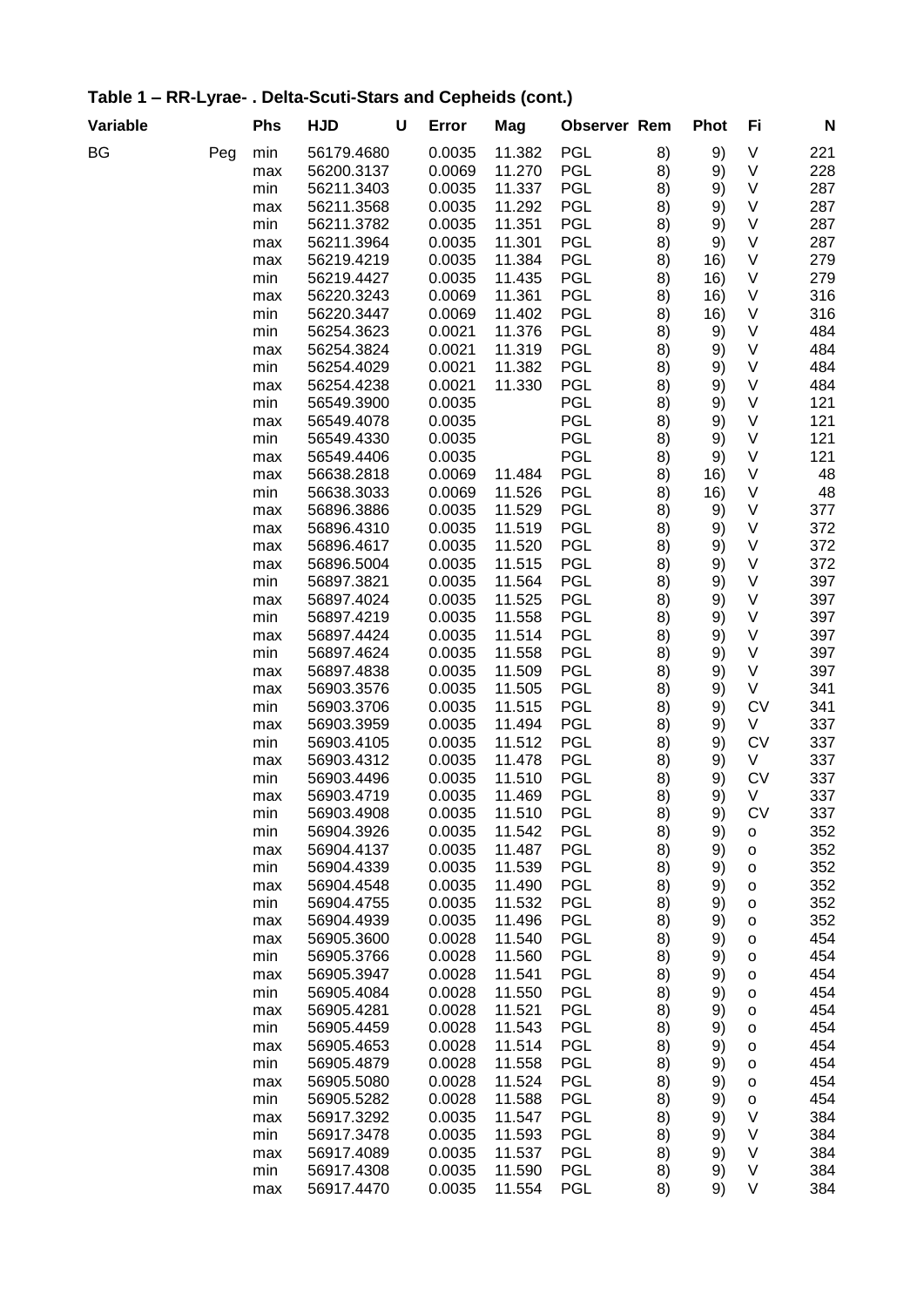### Table 1 – RR-Lyrae- . Delta-Scuti-Stars and Cepheids (cont.)

| Variable | | Phs | HJD | U | Error | Mag | Observer | Rem | Phot | Fi | N |
|---|---|---|---|---|---|---|---|---|---|---|---|
| BG | Peg | min | 56179.4680 | | 0.0035 | 11.382 | PGL | 8) | 9) | V | 221 |
| | | max | 56200.3137 | | 0.0069 | 11.270 | PGL | 8) | 9) | V | 228 |
| | | min | 56211.3403 | | 0.0035 | 11.337 | PGL | 8) | 9) | V | 287 |
| | | max | 56211.3568 | | 0.0035 | 11.292 | PGL | 8) | 9) | V | 287 |
| | | min | 56211.3782 | | 0.0035 | 11.351 | PGL | 8) | 9) | V | 287 |
| | | max | 56211.3964 | | 0.0035 | 11.301 | PGL | 8) | 9) | V | 287 |
| | | max | 56219.4219 | | 0.0035 | 11.384 | PGL | 8) | 16) | V | 279 |
| | | min | 56219.4427 | | 0.0035 | 11.435 | PGL | 8) | 16) | V | 279 |
| | | max | 56220.3243 | | 0.0069 | 11.361 | PGL | 8) | 16) | V | 316 |
| | | min | 56220.3447 | | 0.0069 | 11.402 | PGL | 8) | 16) | V | 316 |
| | | min | 56254.3623 | | 0.0021 | 11.376 | PGL | 8) | 9) | V | 484 |
| | | max | 56254.3824 | | 0.0021 | 11.319 | PGL | 8) | 9) | V | 484 |
| | | min | 56254.4029 | | 0.0021 | 11.382 | PGL | 8) | 9) | V | 484 |
| | | max | 56254.4238 | | 0.0021 | 11.330 | PGL | 8) | 9) | V | 484 |
| | | min | 56549.3900 | | 0.0035 | | PGL | 8) | 9) | V | 121 |
| | | max | 56549.4078 | | 0.0035 | | PGL | 8) | 9) | V | 121 |
| | | min | 56549.4330 | | 0.0035 | | PGL | 8) | 9) | V | 121 |
| | | max | 56549.4406 | | 0.0035 | | PGL | 8) | 9) | V | 121 |
| | | max | 56638.2818 | | 0.0069 | 11.484 | PGL | 8) | 16) | V | 48 |
| | | min | 56638.3033 | | 0.0069 | 11.526 | PGL | 8) | 16) | V | 48 |
| | | max | 56896.3886 | | 0.0035 | 11.529 | PGL | 8) | 9) | V | 377 |
| | | max | 56896.4310 | | 0.0035 | 11.519 | PGL | 8) | 9) | V | 372 |
| | | max | 56896.4617 | | 0.0035 | 11.520 | PGL | 8) | 9) | V | 372 |
| | | max | 56896.5004 | | 0.0035 | 11.515 | PGL | 8) | 9) | V | 372 |
| | | min | 56897.3821 | | 0.0035 | 11.564 | PGL | 8) | 9) | V | 397 |
| | | max | 56897.4024 | | 0.0035 | 11.525 | PGL | 8) | 9) | V | 397 |
| | | min | 56897.4219 | | 0.0035 | 11.558 | PGL | 8) | 9) | V | 397 |
| | | max | 56897.4424 | | 0.0035 | 11.514 | PGL | 8) | 9) | V | 397 |
| | | min | 56897.4624 | | 0.0035 | 11.558 | PGL | 8) | 9) | V | 397 |
| | | max | 56897.4838 | | 0.0035 | 11.509 | PGL | 8) | 9) | V | 397 |
| | | max | 56903.3576 | | 0.0035 | 11.505 | PGL | 8) | 9) | V | 341 |
| | | min | 56903.3706 | | 0.0035 | 11.515 | PGL | 8) | 9) | CV | 341 |
| | | max | 56903.3959 | | 0.0035 | 11.494 | PGL | 8) | 9) | V | 337 |
| | | min | 56903.4105 | | 0.0035 | 11.512 | PGL | 8) | 9) | CV | 337 |
| | | max | 56903.4312 | | 0.0035 | 11.478 | PGL | 8) | 9) | V | 337 |
| | | min | 56903.4496 | | 0.0035 | 11.510 | PGL | 8) | 9) | CV | 337 |
| | | max | 56903.4719 | | 0.0035 | 11.469 | PGL | 8) | 9) | V | 337 |
| | | min | 56903.4908 | | 0.0035 | 11.510 | PGL | 8) | 9) | CV | 337 |
| | | min | 56904.3926 | | 0.0035 | 11.542 | PGL | 8) | 9) | o | 352 |
| | | max | 56904.4137 | | 0.0035 | 11.487 | PGL | 8) | 9) | o | 352 |
| | | min | 56904.4339 | | 0.0035 | 11.539 | PGL | 8) | 9) | o | 352 |
| | | max | 56904.4548 | | 0.0035 | 11.490 | PGL | 8) | 9) | o | 352 |
| | | min | 56904.4755 | | 0.0035 | 11.532 | PGL | 8) | 9) | o | 352 |
| | | max | 56904.4939 | | 0.0035 | 11.496 | PGL | 8) | 9) | o | 352 |
| | | max | 56905.3600 | | 0.0028 | 11.540 | PGL | 8) | 9) | o | 454 |
| | | min | 56905.3766 | | 0.0028 | 11.560 | PGL | 8) | 9) | o | 454 |
| | | max | 56905.3947 | | 0.0028 | 11.541 | PGL | 8) | 9) | o | 454 |
| | | min | 56905.4084 | | 0.0028 | 11.550 | PGL | 8) | 9) | o | 454 |
| | | max | 56905.4281 | | 0.0028 | 11.521 | PGL | 8) | 9) | o | 454 |
| | | min | 56905.4459 | | 0.0028 | 11.543 | PGL | 8) | 9) | o | 454 |
| | | max | 56905.4653 | | 0.0028 | 11.514 | PGL | 8) | 9) | o | 454 |
| | | min | 56905.4879 | | 0.0028 | 11.558 | PGL | 8) | 9) | o | 454 |
| | | max | 56905.5080 | | 0.0028 | 11.524 | PGL | 8) | 9) | o | 454 |
| | | min | 56905.5282 | | 0.0028 | 11.588 | PGL | 8) | 9) | o | 454 |
| | | max | 56917.3292 | | 0.0035 | 11.547 | PGL | 8) | 9) | V | 384 |
| | | min | 56917.3478 | | 0.0035 | 11.593 | PGL | 8) | 9) | V | 384 |
| | | max | 56917.4089 | | 0.0035 | 11.537 | PGL | 8) | 9) | V | 384 |
| | | min | 56917.4308 | | 0.0035 | 11.590 | PGL | 8) | 9) | V | 384 |
| | | max | 56917.4470 | | 0.0035 | 11.554 | PGL | 8) | 9) | V | 384 |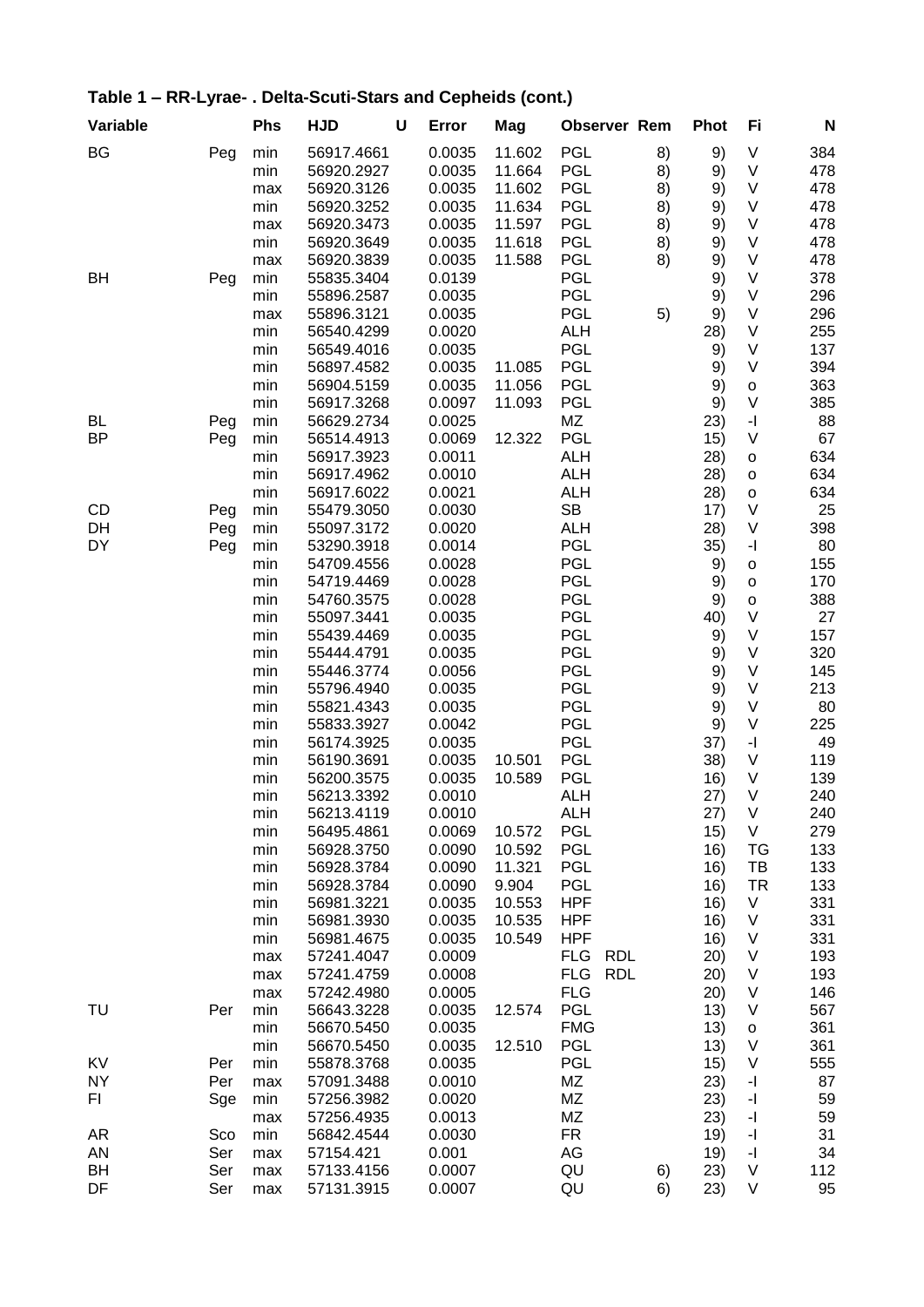**Table 1 – RR-Lyrae- . Delta-Scuti-Stars and Cepheids (cont.)**

| Variable | | Phs | HJD | U | Error | Mag | Observer | Rem | Phot | Fi | N |
|---|---|---|---|---|---|---|---|---|---|---|---|
| BG | Peg | min | 56917.4661 | | 0.0035 | 11.602 | PGL | 8) | 9) | V | 384 |
| | | min | 56920.2927 | | 0.0035 | 11.664 | PGL | 8) | 9) | V | 478 |
| | | max | 56920.3126 | | 0.0035 | 11.602 | PGL | 8) | 9) | V | 478 |
| | | min | 56920.3252 | | 0.0035 | 11.634 | PGL | 8) | 9) | V | 478 |
| | | max | 56920.3473 | | 0.0035 | 11.597 | PGL | 8) | 9) | V | 478 |
| | | min | 56920.3649 | | 0.0035 | 11.618 | PGL | 8) | 9) | V | 478 |
| | | max | 56920.3839 | | 0.0035 | 11.588 | PGL | 8) | 9) | V | 478 |
| BH | Peg | min | 55835.3404 | | 0.0139 | | PGL | | 9) | V | 378 |
| | | min | 55896.2587 | | 0.0035 | | PGL | | 9) | V | 296 |
| | | max | 55896.3121 | | 0.0035 | | PGL | 5) | 9) | V | 296 |
| | | min | 56540.4299 | | 0.0020 | | ALH | | 28) | V | 255 |
| | | min | 56549.4016 | | 0.0035 | | PGL | | 9) | V | 137 |
| | | min | 56897.4582 | | 0.0035 | 11.085 | PGL | | 9) | V | 394 |
| | | min | 56904.5159 | | 0.0035 | 11.056 | PGL | | 9) | o | 363 |
| | | min | 56917.3268 | | 0.0097 | 11.093 | PGL | | 9) | V | 385 |
| BL | Peg | min | 56629.2734 | | 0.0025 | | MZ | | 23) | -I | 88 |
| BP | Peg | min | 56514.4913 | | 0.0069 | 12.322 | PGL | | 15) | V | 67 |
| | | min | 56917.3923 | | 0.0011 | | ALH | | 28) | o | 634 |
| | | min | 56917.4962 | | 0.0010 | | ALH | | 28) | o | 634 |
| | | min | 56917.6022 | | 0.0021 | | ALH | | 28) | o | 634 |
| CD | Peg | min | 55479.3050 | | 0.0030 | | SB | | 17) | V | 25 |
| DH | Peg | min | 55097.3172 | | 0.0020 | | ALH | | 28) | V | 398 |
| DY | Peg | min | 53290.3918 | | 0.0014 | | PGL | | 35) | -I | 80 |
| | | min | 54709.4556 | | 0.0028 | | PGL | | 9) | o | 155 |
| | | min | 54719.4469 | | 0.0028 | | PGL | | 9) | o | 170 |
| | | min | 54760.3575 | | 0.0028 | | PGL | | 9) | o | 388 |
| | | min | 55097.3441 | | 0.0035 | | PGL | | 40) | V | 27 |
| | | min | 55439.4469 | | 0.0035 | | PGL | | 9) | V | 157 |
| | | min | 55444.4791 | | 0.0035 | | PGL | | 9) | V | 320 |
| | | min | 55446.3774 | | 0.0056 | | PGL | | 9) | V | 145 |
| | | min | 55796.4940 | | 0.0035 | | PGL | | 9) | V | 213 |
| | | min | 55821.4343 | | 0.0035 | | PGL | | 9) | V | 80 |
| | | min | 55833.3927 | | 0.0042 | | PGL | | 9) | V | 225 |
| | | min | 56174.3925 | | 0.0035 | | PGL | | 37) | -I | 49 |
| | | min | 56190.3691 | | 0.0035 | 10.501 | PGL | | 38) | V | 119 |
| | | min | 56200.3575 | | 0.0035 | 10.589 | PGL | | 16) | V | 139 |
| | | min | 56213.3392 | | 0.0010 | | ALH | | 27) | V | 240 |
| | | min | 56213.4119 | | 0.0010 | | ALH | | 27) | V | 240 |
| | | min | 56495.4861 | | 0.0069 | 10.572 | PGL | | 15) | V | 279 |
| | | min | 56928.3750 | | 0.0090 | 10.592 | PGL | | 16) | TG | 133 |
| | | min | 56928.3784 | | 0.0090 | 11.321 | PGL | | 16) | TB | 133 |
| | | min | 56928.3784 | | 0.0090 | 9.904 | PGL | | 16) | TR | 133 |
| | | min | 56981.3221 | | 0.0035 | 10.553 | HPF | | 16) | V | 331 |
| | | min | 56981.3930 | | 0.0035 | 10.535 | HPF | | 16) | V | 331 |
| | | min | 56981.4675 | | 0.0035 | 10.549 | HPF | | 16) | V | 331 |
| | | max | 57241.4047 | | 0.0009 | | FLG RDL | | 20) | V | 193 |
| | | max | 57241.4759 | | 0.0008 | | FLG RDL | | 20) | V | 193 |
| | | max | 57242.4980 | | 0.0005 | | FLG | | 20) | V | 146 |
| TU | Per | min | 56643.3228 | | 0.0035 | 12.574 | PGL | | 13) | V | 567 |
| | | min | 56670.5450 | | 0.0035 | | FMG | | 13) | o | 361 |
| | | min | 56670.5450 | | 0.0035 | 12.510 | PGL | | 13) | V | 361 |
| KV | Per | min | 55878.3768 | | 0.0035 | | PGL | | 15) | V | 555 |
| NY | Per | max | 57091.3488 | | 0.0010 | | MZ | | 23) | -I | 87 |
| FI | Sge | min | 57256.3982 | | 0.0020 | | MZ | | 23) | -I | 59 |
| | | max | 57256.4935 | | 0.0013 | | MZ | | 23) | -I | 59 |
| AR | Sco | min | 56842.4544 | | 0.0030 | | FR | | 19) | -I | 31 |
| AN | Ser | max | 57154.421 | | 0.001 | | AG | | 19) | -I | 34 |
| BH | Ser | max | 57133.4156 | | 0.0007 | | QU | 6) | 23) | V | 112 |
| DF | Ser | max | 57131.3915 | | 0.0007 | | QU | 6) | 23) | V | 95 |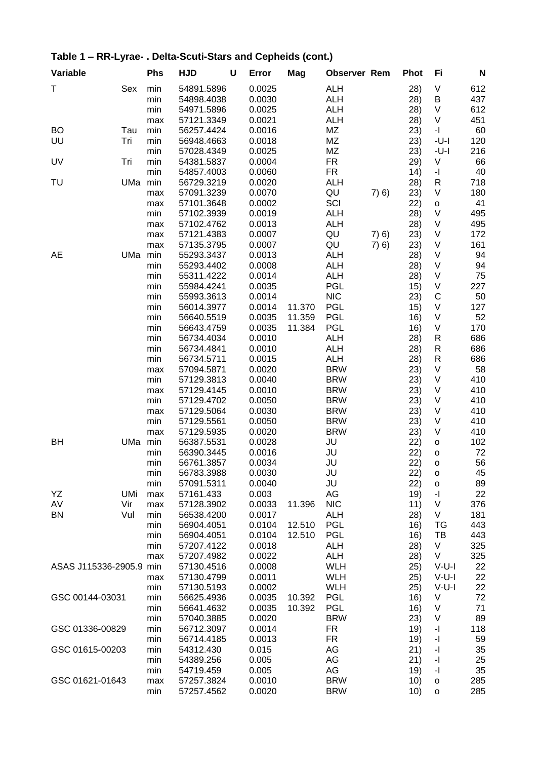## Table 1 – RR-Lyrae- . Delta-Scuti-Stars and Cepheids (cont.)

| Variable | | Phs | HJD | U | Error | Mag | Observer | Rem | Phot | Fi | N |
|---|---|---|---|---|---|---|---|---|---|---|---|
| T | Sex | min | 54891.5896 | | 0.0025 | | ALH | | 28) | V | 612 |
| | | min | 54898.4038 | | 0.0030 | | ALH | | 28) | B | 437 |
| | | min | 54971.5896 | | 0.0025 | | ALH | | 28) | V | 612 |
| | | max | 57121.3349 | | 0.0021 | | ALH | | 28) | V | 451 |
| BO | Tau | min | 56257.4424 | | 0.0016 | | MZ | | 23) | -I | 60 |
| UU | Tri | min | 56948.4663 | | 0.0018 | | MZ | | 23) | -U-I | 120 |
| | | min | 57028.4349 | | 0.0025 | | MZ | | 23) | -U-I | 216 |
| UV | Tri | min | 54381.5837 | | 0.0004 | | FR | | 29) | V | 66 |
| | | min | 54857.4003 | | 0.0060 | | FR | | 14) | -I | 40 |
| TU | UMa | min | 56729.3219 | | 0.0020 | | ALH | | 28) | R | 718 |
| | | max | 57091.3239 | | 0.0070 | | QU | 7) 6) | 23) | V | 180 |
| | | max | 57101.3648 | | 0.0002 | | SCI | | 22) | o | 41 |
| | | min | 57102.3939 | | 0.0019 | | ALH | | 28) | V | 495 |
| | | max | 57102.4762 | | 0.0013 | | ALH | | 28) | V | 495 |
| | | max | 57121.4383 | | 0.0007 | | QU | 7) 6) | 23) | V | 172 |
| | | max | 57135.3795 | | 0.0007 | | QU | 7) 6) | 23) | V | 161 |
| AE | UMa | min | 55293.3437 | | 0.0013 | | ALH | | 28) | V | 94 |
| | | min | 55293.4402 | | 0.0008 | | ALH | | 28) | V | 94 |
| | | min | 55311.4222 | | 0.0014 | | ALH | | 28) | V | 75 |
| | | min | 55984.4241 | | 0.0035 | | PGL | | 15) | V | 227 |
| | | min | 55993.3613 | | 0.0014 | | NIC | | 23) | C | 50 |
| | | min | 56014.3977 | | 0.0014 | 11.370 | PGL | | 15) | V | 127 |
| | | min | 56640.5519 | | 0.0035 | 11.359 | PGL | | 16) | V | 52 |
| | | min | 56643.4759 | | 0.0035 | 11.384 | PGL | | 16) | V | 170 |
| | | min | 56734.4034 | | 0.0010 | | ALH | | 28) | R | 686 |
| | | min | 56734.4841 | | 0.0010 | | ALH | | 28) | R | 686 |
| | | min | 56734.5711 | | 0.0015 | | ALH | | 28) | R | 686 |
| | | max | 57094.5871 | | 0.0020 | | BRW | | 23) | V | 58 |
| | | min | 57129.3813 | | 0.0040 | | BRW | | 23) | V | 410 |
| | | max | 57129.4145 | | 0.0010 | | BRW | | 23) | V | 410 |
| | | min | 57129.4702 | | 0.0050 | | BRW | | 23) | V | 410 |
| | | max | 57129.5064 | | 0.0030 | | BRW | | 23) | V | 410 |
| | | min | 57129.5561 | | 0.0050 | | BRW | | 23) | V | 410 |
| | | max | 57129.5935 | | 0.0020 | | BRW | | 23) | V | 410 |
| BH | UMa | min | 56387.5531 | | 0.0028 | | JU | | 22) | o | 102 |
| | | min | 56390.3445 | | 0.0016 | | JU | | 22) | o | 72 |
| | | min | 56761.3857 | | 0.0034 | | JU | | 22) | o | 56 |
| | | min | 56783.3988 | | 0.0030 | | JU | | 22) | o | 45 |
| | | min | 57091.5311 | | 0.0040 | | JU | | 22) | o | 89 |
| YZ | UMi | max | 57161.433 | | 0.003 | | AG | | 19) | -I | 22 |
| AV | Vir | max | 57128.3902 | | 0.0033 | 11.396 | NIC | | 11) | V | 376 |
| BN | Vul | min | 56538.4200 | | 0.0017 | | ALH | | 28) | V | 181 |
| | | min | 56904.4051 | | 0.0104 | 12.510 | PGL | | 16) | TG | 443 |
| | | min | 56904.4051 | | 0.0104 | 12.510 | PGL | | 16) | TB | 443 |
| | | min | 57207.4122 | | 0.0018 | | ALH | | 28) | V | 325 |
| | | max | 57207.4982 | | 0.0022 | | ALH | | 28) | V | 325 |
| ASAS J115336-2905.9 | | min | 57130.4516 | | 0.0008 | | WLH | | 25) | V-U-I | 22 |
| | | max | 57130.4799 | | 0.0011 | | WLH | | 25) | V-U-I | 22 |
| | | min | 57130.5193 | | 0.0002 | | WLH | | 25) | V-U-I | 22 |
| GSC 00144-03031 | | min | 56625.4936 | | 0.0035 | 10.392 | PGL | | 16) | V | 72 |
| | | min | 56641.4632 | | 0.0035 | 10.392 | PGL | | 16) | V | 71 |
| | | min | 57040.3885 | | 0.0020 | | BRW | | 23) | V | 89 |
| GSC 01336-00829 | | min | 56712.3097 | | 0.0014 | | FR | | 19) | -I | 118 |
| | | min | 56714.4185 | | 0.0013 | | FR | | 19) | -I | 59 |
| GSC 01615-00203 | | min | 54312.430 | | 0.015 | | AG | | 21) | -I | 35 |
| | | min | 54389.256 | | 0.005 | | AG | | 21) | -I | 25 |
| | | min | 54719.459 | | 0.005 | | AG | | 19) | -I | 35 |
| GSC 01621-01643 | | max | 57257.3824 | | 0.0010 | | BRW | | 10) | o | 285 |
| | | min | 57257.4562 | | 0.0020 | | BRW | | 10) | o | 285 |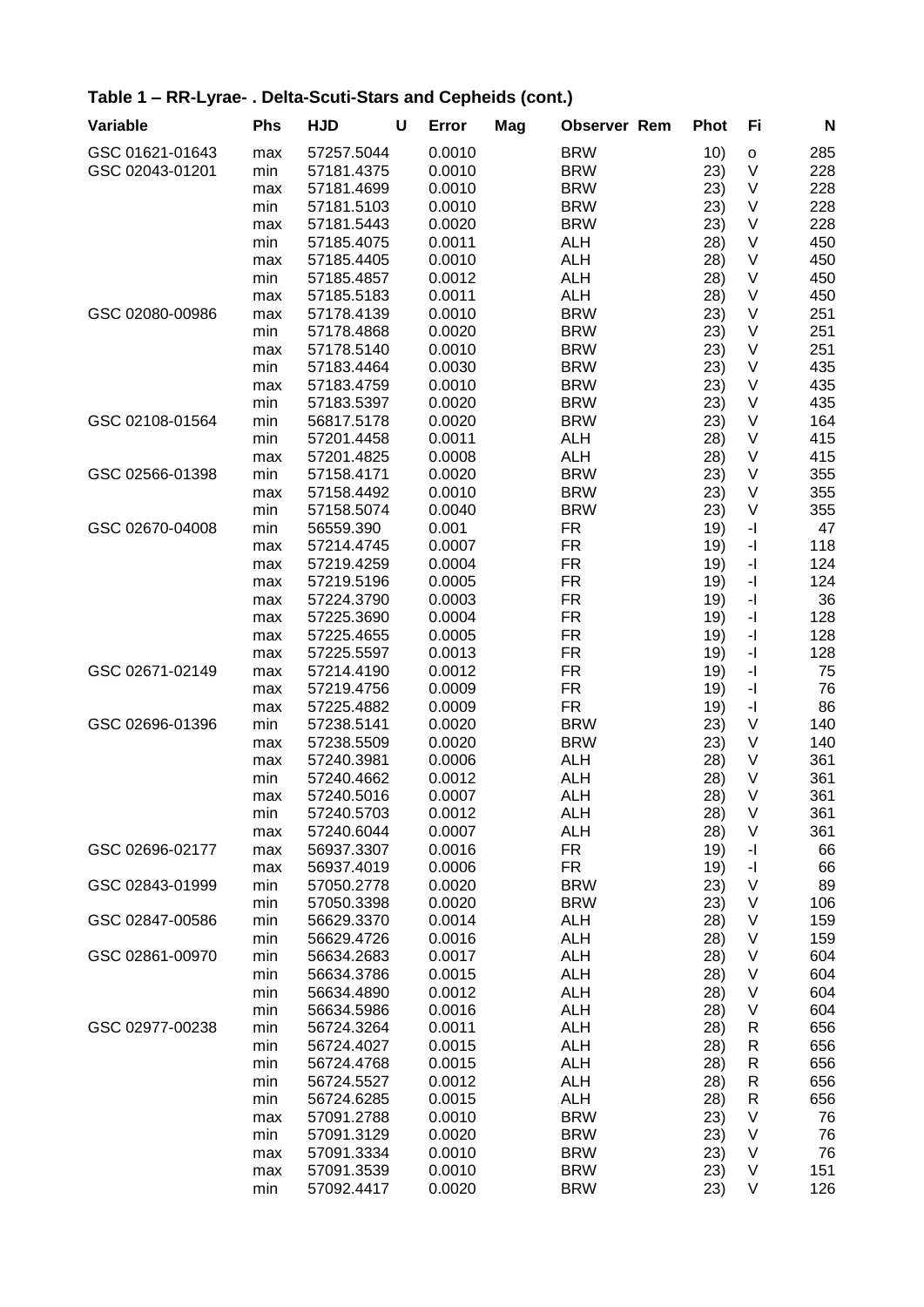## Table 1 – RR-Lyrae- . Delta-Scuti-Stars and Cepheids (cont.)

| Variable | Phs | HJD | U | Error | Mag | Observer | Rem | Phot | Fi | N |
|---|---|---|---|---|---|---|---|---|---|---|
| GSC 01621-01643 | max | 57257.5044 | | 0.0010 | | BRW | | 10) | o | 285 |
| GSC 02043-01201 | min | 57181.4375 | | 0.0010 | | BRW | | 23) | V | 228 |
| | max | 57181.4699 | | 0.0010 | | BRW | | 23) | V | 228 |
| | min | 57181.5103 | | 0.0010 | | BRW | | 23) | V | 228 |
| | max | 57181.5443 | | 0.0020 | | BRW | | 23) | V | 228 |
| | min | 57185.4075 | | 0.0011 | | ALH | | 28) | V | 450 |
| | max | 57185.4405 | | 0.0010 | | ALH | | 28) | V | 450 |
| | min | 57185.4857 | | 0.0012 | | ALH | | 28) | V | 450 |
| | max | 57185.5183 | | 0.0011 | | ALH | | 28) | V | 450 |
| GSC 02080-00986 | max | 57178.4139 | | 0.0010 | | BRW | | 23) | V | 251 |
| | min | 57178.4868 | | 0.0020 | | BRW | | 23) | V | 251 |
| | max | 57178.5140 | | 0.0010 | | BRW | | 23) | V | 251 |
| | min | 57183.4464 | | 0.0030 | | BRW | | 23) | V | 435 |
| | max | 57183.4759 | | 0.0010 | | BRW | | 23) | V | 435 |
| | min | 57183.5397 | | 0.0020 | | BRW | | 23) | V | 435 |
| GSC 02108-01564 | min | 56817.5178 | | 0.0020 | | BRW | | 23) | V | 164 |
| | min | 57201.4458 | | 0.0011 | | ALH | | 28) | V | 415 |
| | max | 57201.4825 | | 0.0008 | | ALH | | 28) | V | 415 |
| GSC 02566-01398 | min | 57158.4171 | | 0.0020 | | BRW | | 23) | V | 355 |
| | max | 57158.4492 | | 0.0010 | | BRW | | 23) | V | 355 |
| | min | 57158.5074 | | 0.0040 | | BRW | | 23) | V | 355 |
| GSC 02670-04008 | min | 56559.390 | | 0.001 | | FR | | 19) | -I | 47 |
| | max | 57214.4745 | | 0.0007 | | FR | | 19) | -I | 118 |
| | max | 57219.4259 | | 0.0004 | | FR | | 19) | -I | 124 |
| | max | 57219.5196 | | 0.0005 | | FR | | 19) | -I | 124 |
| | max | 57224.3790 | | 0.0003 | | FR | | 19) | -I | 36 |
| | max | 57225.3690 | | 0.0004 | | FR | | 19) | -I | 128 |
| | max | 57225.4655 | | 0.0005 | | FR | | 19) | -I | 128 |
| | max | 57225.5597 | | 0.0013 | | FR | | 19) | -I | 128 |
| GSC 02671-02149 | max | 57214.4190 | | 0.0012 | | FR | | 19) | -I | 75 |
| | max | 57219.4756 | | 0.0009 | | FR | | 19) | -I | 76 |
| | max | 57225.4882 | | 0.0009 | | FR | | 19) | -I | 86 |
| GSC 02696-01396 | min | 57238.5141 | | 0.0020 | | BRW | | 23) | V | 140 |
| | max | 57238.5509 | | 0.0020 | | BRW | | 23) | V | 140 |
| | max | 57240.3981 | | 0.0006 | | ALH | | 28) | V | 361 |
| | min | 57240.4662 | | 0.0012 | | ALH | | 28) | V | 361 |
| | max | 57240.5016 | | 0.0007 | | ALH | | 28) | V | 361 |
| | min | 57240.5703 | | 0.0012 | | ALH | | 28) | V | 361 |
| | max | 57240.6044 | | 0.0007 | | ALH | | 28) | V | 361 |
| GSC 02696-02177 | max | 56937.3307 | | 0.0016 | | FR | | 19) | -I | 66 |
| | max | 56937.4019 | | 0.0006 | | FR | | 19) | -I | 66 |
| GSC 02843-01999 | min | 57050.2778 | | 0.0020 | | BRW | | 23) | V | 89 |
| | min | 57050.3398 | | 0.0020 | | BRW | | 23) | V | 106 |
| GSC 02847-00586 | min | 56629.3370 | | 0.0014 | | ALH | | 28) | V | 159 |
| | min | 56629.4726 | | 0.0016 | | ALH | | 28) | V | 159 |
| GSC 02861-00970 | min | 56634.2683 | | 0.0017 | | ALH | | 28) | V | 604 |
| | min | 56634.3786 | | 0.0015 | | ALH | | 28) | V | 604 |
| | min | 56634.4890 | | 0.0012 | | ALH | | 28) | V | 604 |
| | min | 56634.5986 | | 0.0016 | | ALH | | 28) | V | 604 |
| GSC 02977-00238 | min | 56724.3264 | | 0.0011 | | ALH | | 28) | R | 656 |
| | min | 56724.4027 | | 0.0015 | | ALH | | 28) | R | 656 |
| | min | 56724.4768 | | 0.0015 | | ALH | | 28) | R | 656 |
| | min | 56724.5527 | | 0.0012 | | ALH | | 28) | R | 656 |
| | min | 56724.6285 | | 0.0015 | | ALH | | 28) | R | 656 |
| | max | 57091.2788 | | 0.0010 | | BRW | | 23) | V | 76 |
| | min | 57091.3129 | | 0.0020 | | BRW | | 23) | V | 76 |
| | max | 57091.3334 | | 0.0010 | | BRW | | 23) | V | 76 |
| | max | 57091.3539 | | 0.0010 | | BRW | | 23) | V | 151 |
| | min | 57092.4417 | | 0.0020 | | BRW | | 23) | V | 126 |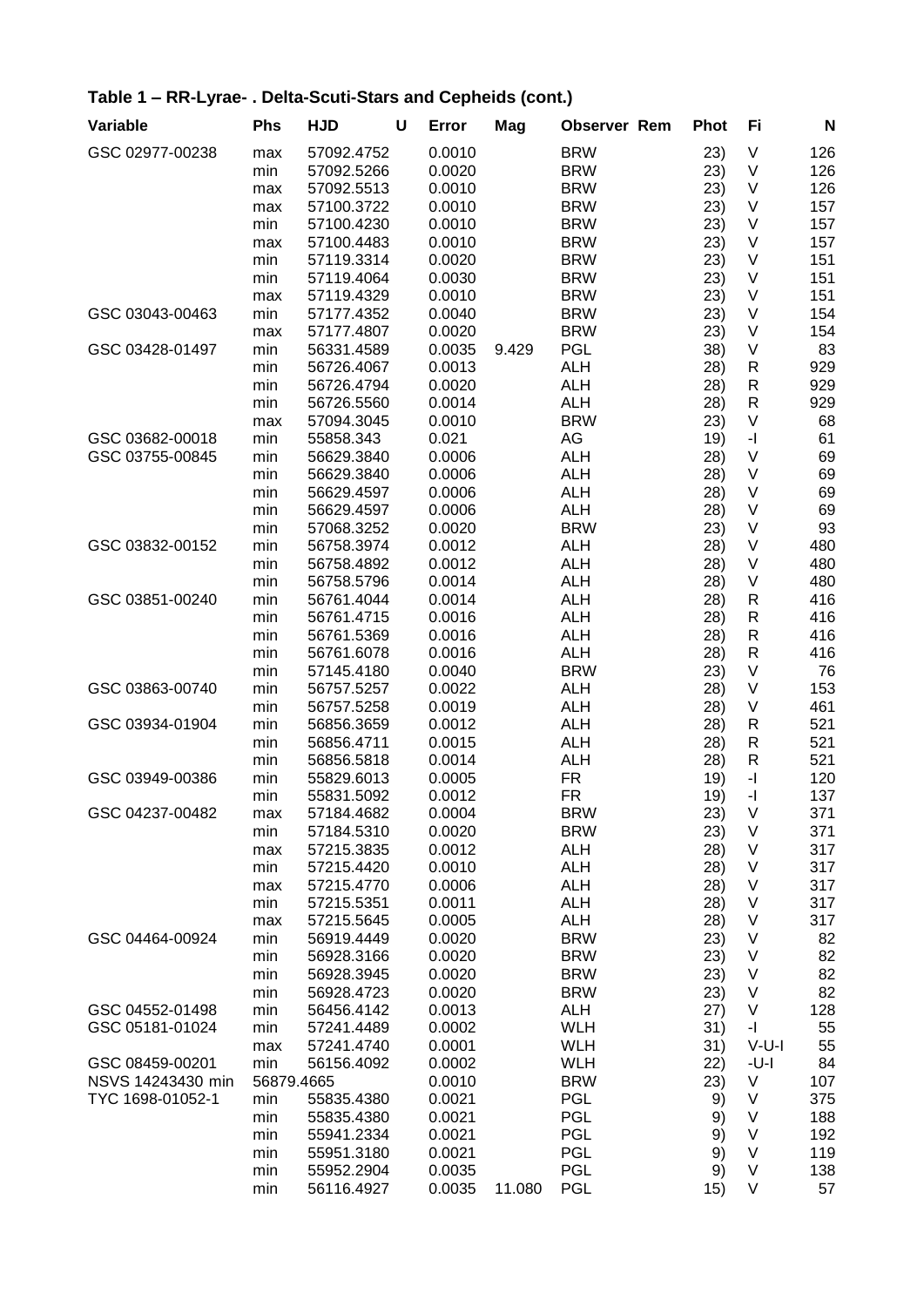## Table 1 – RR-Lyrae- . Delta-Scuti-Stars and Cepheids (cont.)

| Variable | Phs | HJD | U | Error | Mag | Observer | Rem | Phot | Fi | N |
|---|---|---|---|---|---|---|---|---|---|---|
| GSC 02977-00238 | max | 57092.4752 | | 0.0010 | | BRW | | 23) | V | 126 |
| | min | 57092.5266 | | 0.0020 | | BRW | | 23) | V | 126 |
| | max | 57092.5513 | | 0.0010 | | BRW | | 23) | V | 126 |
| | max | 57100.3722 | | 0.0010 | | BRW | | 23) | V | 157 |
| | min | 57100.4230 | | 0.0010 | | BRW | | 23) | V | 157 |
| | max | 57100.4483 | | 0.0010 | | BRW | | 23) | V | 157 |
| | min | 57119.3314 | | 0.0020 | | BRW | | 23) | V | 151 |
| | min | 57119.4064 | | 0.0030 | | BRW | | 23) | V | 151 |
| | max | 57119.4329 | | 0.0010 | | BRW | | 23) | V | 151 |
| GSC 03043-00463 | min | 57177.4352 | | 0.0040 | | BRW | | 23) | V | 154 |
| | max | 57177.4807 | | 0.0020 | | BRW | | 23) | V | 154 |
| GSC 03428-01497 | min | 56331.4589 | | 0.0035 | 9.429 | PGL | | 38) | V | 83 |
| | min | 56726.4067 | | 0.0013 | | ALH | | 28) | R | 929 |
| | min | 56726.4794 | | 0.0020 | | ALH | | 28) | R | 929 |
| | min | 56726.5560 | | 0.0014 | | ALH | | 28) | R | 929 |
| | max | 57094.3045 | | 0.0010 | | BRW | | 23) | V | 68 |
| GSC 03682-00018 | min | 55858.343 | | 0.021 | | AG | | 19) | -I | 61 |
| GSC 03755-00845 | min | 56629.3840 | | 0.0006 | | ALH | | 28) | V | 69 |
| | min | 56629.3840 | | 0.0006 | | ALH | | 28) | V | 69 |
| | min | 56629.4597 | | 0.0006 | | ALH | | 28) | V | 69 |
| | min | 56629.4597 | | 0.0006 | | ALH | | 28) | V | 69 |
| | min | 57068.3252 | | 0.0020 | | BRW | | 23) | V | 93 |
| GSC 03832-00152 | min | 56758.3974 | | 0.0012 | | ALH | | 28) | V | 480 |
| | min | 56758.4892 | | 0.0012 | | ALH | | 28) | V | 480 |
| | min | 56758.5796 | | 0.0014 | | ALH | | 28) | V | 480 |
| GSC 03851-00240 | min | 56761.4044 | | 0.0014 | | ALH | | 28) | R | 416 |
| | min | 56761.4715 | | 0.0016 | | ALH | | 28) | R | 416 |
| | min | 56761.5369 | | 0.0016 | | ALH | | 28) | R | 416 |
| | min | 56761.6078 | | 0.0016 | | ALH | | 28) | R | 416 |
| | min | 57145.4180 | | 0.0040 | | BRW | | 23) | V | 76 |
| GSC 03863-00740 | min | 56757.5257 | | 0.0022 | | ALH | | 28) | V | 153 |
| | min | 56757.5258 | | 0.0019 | | ALH | | 28) | V | 461 |
| GSC 03934-01904 | min | 56856.3659 | | 0.0012 | | ALH | | 28) | R | 521 |
| | min | 56856.4711 | | 0.0015 | | ALH | | 28) | R | 521 |
| | min | 56856.5818 | | 0.0014 | | ALH | | 28) | R | 521 |
| GSC 03949-00386 | min | 55829.6013 | | 0.0005 | | FR | | 19) | -I | 120 |
| | min | 55831.5092 | | 0.0012 | | FR | | 19) | -I | 137 |
| GSC 04237-00482 | max | 57184.4682 | | 0.0004 | | BRW | | 23) | V | 371 |
| | min | 57184.5310 | | 0.0020 | | BRW | | 23) | V | 371 |
| | max | 57215.3835 | | 0.0012 | | ALH | | 28) | V | 317 |
| | min | 57215.4420 | | 0.0010 | | ALH | | 28) | V | 317 |
| | max | 57215.4770 | | 0.0006 | | ALH | | 28) | V | 317 |
| | min | 57215.5351 | | 0.0011 | | ALH | | 28) | V | 317 |
| | max | 57215.5645 | | 0.0005 | | ALH | | 28) | V | 317 |
| GSC 04464-00924 | min | 56919.4449 | | 0.0020 | | BRW | | 23) | V | 82 |
| | min | 56928.3166 | | 0.0020 | | BRW | | 23) | V | 82 |
| | min | 56928.3945 | | 0.0020 | | BRW | | 23) | V | 82 |
| | min | 56928.4723 | | 0.0020 | | BRW | | 23) | V | 82 |
| GSC 04552-01498 | min | 56456.4142 | | 0.0013 | | ALH | | 27) | V | 128 |
| GSC 05181-01024 | min | 57241.4489 | | 0.0002 | | WLH | | 31) | -I | 55 |
| | max | 57241.4740 | | 0.0001 | | WLH | | 31) | V-U-I | 55 |
| GSC 08459-00201 | min | 56156.4092 | | 0.0002 | | WLH | | 22) | -U-I | 84 |
| NSVS 14243430 | min | 56879.4665 | | 0.0010 | | BRW | | 23) | V | 107 |
| TYC 1698-01052-1 | min | 55835.4380 | | 0.0021 | | PGL | | 9) | V | 375 |
| | min | 55835.4380 | | 0.0021 | | PGL | | 9) | V | 188 |
| | min | 55941.2334 | | 0.0021 | | PGL | | 9) | V | 192 |
| | min | 55951.3180 | | 0.0021 | | PGL | | 9) | V | 119 |
| | min | 55952.2904 | | 0.0035 | | PGL | | 9) | V | 138 |
| | min | 56116.4927 | | 0.0035 | 11.080 | PGL | | 15) | V | 57 |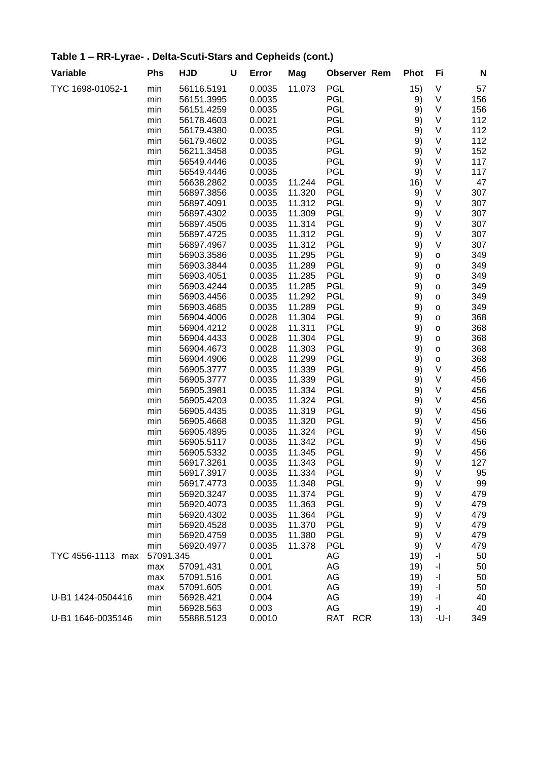## Table 1 – RR-Lyrae- . Delta-Scuti-Stars and Cepheids (cont.)

| Variable | Phs | HJD | U | Error | Mag | Observer | Rem | Phot | Fi | N |
|---|---|---|---|---|---|---|---|---|---|---|
| TYC 1698-01052-1 | min | 56116.5191 | | 0.0035 | 11.073 | PGL | | 15) | V | 57 |
| | min | 56151.3995 | | 0.0035 | | PGL | | 9) | V | 156 |
| | min | 56151.4259 | | 0.0035 | | PGL | | 9) | V | 156 |
| | min | 56178.4603 | | 0.0021 | | PGL | | 9) | V | 112 |
| | min | 56179.4380 | | 0.0035 | | PGL | | 9) | V | 112 |
| | min | 56179.4602 | | 0.0035 | | PGL | | 9) | V | 112 |
| | min | 56211.3458 | | 0.0035 | | PGL | | 9) | V | 152 |
| | min | 56549.4446 | | 0.0035 | | PGL | | 9) | V | 117 |
| | min | 56549.4446 | | 0.0035 | | PGL | | 9) | V | 117 |
| | min | 56638.2862 | | 0.0035 | 11.244 | PGL | | 16) | V | 47 |
| | min | 56897.3856 | | 0.0035 | 11.320 | PGL | | 9) | V | 307 |
| | min | 56897.4091 | | 0.0035 | 11.312 | PGL | | 9) | V | 307 |
| | min | 56897.4302 | | 0.0035 | 11.309 | PGL | | 9) | V | 307 |
| | min | 56897.4505 | | 0.0035 | 11.314 | PGL | | 9) | V | 307 |
| | min | 56897.4725 | | 0.0035 | 11.312 | PGL | | 9) | V | 307 |
| | min | 56897.4967 | | 0.0035 | 11.312 | PGL | | 9) | V | 307 |
| | min | 56903.3586 | | 0.0035 | 11.295 | PGL | | 9) | o | 349 |
| | min | 56903.3844 | | 0.0035 | 11.289 | PGL | | 9) | o | 349 |
| | min | 56903.4051 | | 0.0035 | 11.285 | PGL | | 9) | o | 349 |
| | min | 56903.4244 | | 0.0035 | 11.285 | PGL | | 9) | o | 349 |
| | min | 56903.4456 | | 0.0035 | 11.292 | PGL | | 9) | o | 349 |
| | min | 56903.4685 | | 0.0035 | 11.289 | PGL | | 9) | o | 349 |
| | min | 56904.4006 | | 0.0028 | 11.304 | PGL | | 9) | o | 368 |
| | min | 56904.4212 | | 0.0028 | 11.311 | PGL | | 9) | o | 368 |
| | min | 56904.4433 | | 0.0028 | 11.304 | PGL | | 9) | o | 368 |
| | min | 56904.4673 | | 0.0028 | 11.303 | PGL | | 9) | o | 368 |
| | min | 56904.4906 | | 0.0028 | 11.299 | PGL | | 9) | o | 368 |
| | min | 56905.3777 | | 0.0035 | 11.339 | PGL | | 9) | V | 456 |
| | min | 56905.3777 | | 0.0035 | 11.339 | PGL | | 9) | V | 456 |
| | min | 56905.3981 | | 0.0035 | 11.334 | PGL | | 9) | V | 456 |
| | min | 56905.4203 | | 0.0035 | 11.324 | PGL | | 9) | V | 456 |
| | min | 56905.4435 | | 0.0035 | 11.319 | PGL | | 9) | V | 456 |
| | min | 56905.4668 | | 0.0035 | 11.320 | PGL | | 9) | V | 456 |
| | min | 56905.4895 | | 0.0035 | 11.324 | PGL | | 9) | V | 456 |
| | min | 56905.5117 | | 0.0035 | 11.342 | PGL | | 9) | V | 456 |
| | min | 56905.5332 | | 0.0035 | 11.345 | PGL | | 9) | V | 456 |
| | min | 56917.3261 | | 0.0035 | 11.343 | PGL | | 9) | V | 127 |
| | min | 56917.3917 | | 0.0035 | 11.334 | PGL | | 9) | V | 95 |
| | min | 56917.4773 | | 0.0035 | 11.348 | PGL | | 9) | V | 99 |
| | min | 56920.3247 | | 0.0035 | 11.374 | PGL | | 9) | V | 479 |
| | min | 56920.4073 | | 0.0035 | 11.363 | PGL | | 9) | V | 479 |
| | min | 56920.4302 | | 0.0035 | 11.364 | PGL | | 9) | V | 479 |
| | min | 56920.4528 | | 0.0035 | 11.370 | PGL | | 9) | V | 479 |
| | min | 56920.4759 | | 0.0035 | 11.380 | PGL | | 9) | V | 479 |
| | min | 56920.4977 | | 0.0035 | 11.378 | PGL | | 9) | V | 479 |
| TYC 4556-1113 | max | 57091.345 | | 0.001 | | AG | | 19) | -I | 50 |
| | max | 57091.431 | | 0.001 | | AG | | 19) | -I | 50 |
| | max | 57091.516 | | 0.001 | | AG | | 19) | -I | 50 |
| | max | 57091.605 | | 0.001 | | AG | | 19) | -I | 50 |
| U-B1 1424-0504416 | min | 56928.421 | | 0.004 | | AG | | 19) | -I | 40 |
| | min | 56928.563 | | 0.003 | | AG | | 19) | -I | 40 |
| U-B1 1646-0035146 | min | 55888.5123 | | 0.0010 | | RAT | RCR | 13) | -U-I | 349 |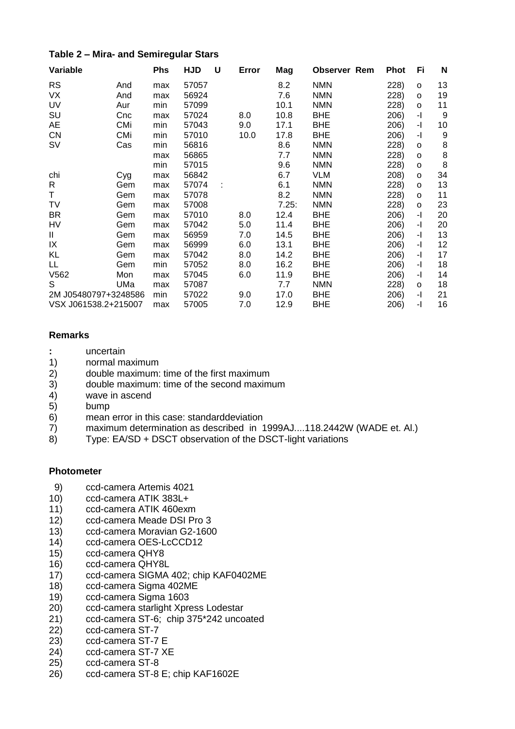### Table 2 – Mira- and Semiregular Stars

| Variable | | Phs | HJD | U | Error | Mag | Observer | Rem | Phot | Fi | N |
|---|---|---|---|---|---|---|---|---|---|---|---|
| RS | And | max | 57057 | | | 8.2 | NMN | | 228) | o | 13 |
| VX | And | max | 56924 | | | 7.6 | NMN | | 228) | o | 19 |
| UV | Aur | min | 57099 | | | 10.1 | NMN | | 228) | o | 11 |
| SU | Cnc | max | 57024 | | 8.0 | 10.8 | BHE | | 206) | -I | 9 |
| AE | CMi | min | 57043 | | 9.0 | 17.1 | BHE | | 206) | -I | 10 |
| CN | CMi | min | 57010 | | 10.0 | 17.8 | BHE | | 206) | -I | 9 |
| SV | Cas | min | 56816 | | | 8.6 | NMN | | 228) | o | 8 |
| | | max | 56865 | | | 7.7 | NMN | | 228) | o | 8 |
| | | min | 57015 | | | 9.6 | NMN | | 228) | o | 8 |
| chi | Cyg | max | 56842 | | | 6.7 | VLM | | 208) | o | 34 |
| R | Gem | max | 57074 | : | | 6.1 | NMN | | 228) | o | 13 |
| T | Gem | max | 57078 | | | 8.2 | NMN | | 228) | o | 11 |
| TV | Gem | max | 57008 | | | 7.25: | NMN | | 228) | o | 23 |
| BR | Gem | max | 57010 | | 8.0 | 12.4 | BHE | | 206) | -I | 20 |
| HV | Gem | max | 57042 | | 5.0 | 11.4 | BHE | | 206) | -I | 20 |
| II | Gem | max | 56959 | | 7.0 | 14.5 | BHE | | 206) | -I | 13 |
| IX | Gem | max | 56999 | | 6.0 | 13.1 | BHE | | 206) | -I | 12 |
| KL | Gem | max | 57042 | | 8.0 | 14.2 | BHE | | 206) | -I | 17 |
| LL | Gem | min | 57052 | | 8.0 | 16.2 | BHE | | 206) | -I | 18 |
| V562 | Mon | max | 57045 | | 6.0 | 11.9 | BHE | | 206) | -I | 14 |
| S | UMa | max | 57087 | | | 7.7 | NMN | | 228) | o | 18 |
| 2M J05480797+3248586 | | min | 57022 | | 9.0 | 17.0 | BHE | | 206) | -I | 21 |
| VSX J061538.2+215007 | | max | 57005 | | 7.0 | 12.9 | BHE | | 206) | -I | 16 |

### Remarks

- **:** uncertain
- 1) normal maximum
- 2) double maximum: time of the first maximum
- 3) double maximum: time of the second maximum
- 4) wave in ascend
- 5) bump
- 6) mean error in this case: standarddeviation
- 7) maximum determination as described in 1999AJ....118.2442W (WADE et. Al.)
- 8) Type: EA/SD + DSCT observation of the DSCT-light variations

### Photometer

- 9) ccd-camera Artemis 4021
- 10) ccd-camera ATIK 383L+
- 11) ccd-camera ATIK 460exm
- 12) ccd-camera Meade DSI Pro 3
- 13) ccd-camera Moravian G2-1600
- 14) ccd-camera OES-LcCCD12
- 15) ccd-camera QHY8
- 16) ccd-camera QHY8L
- 17) ccd-camera SIGMA 402; chip KAF0402ME
- 18) ccd-camera Sigma 402ME
- 19) ccd-camera Sigma 1603
- 20) ccd-camera starlight Xpress Lodestar
- 21) ccd-camera ST-6; chip 375*242 uncoated
- 22) ccd-camera ST-7
- 23) ccd-camera ST-7 E
- 24) ccd-camera ST-7 XE
- 25) ccd-camera ST-8
- 26) ccd-camera ST-8 E; chip KAF1602E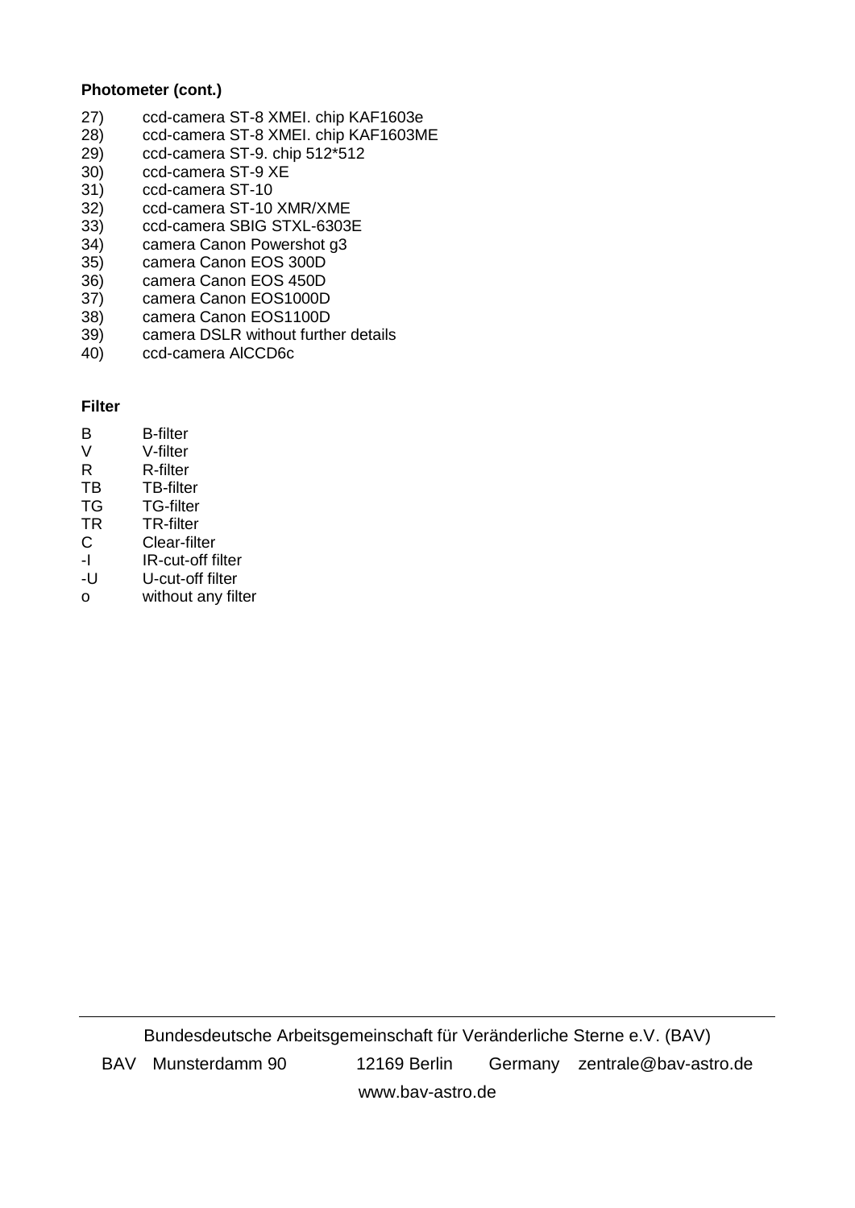**Photometer (cont.)**

27) ccd-camera ST-8 XMEI. chip KAF1603e
28) ccd-camera ST-8 XMEI. chip KAF1603ME
29) ccd-camera ST-9. chip 512*512
30) ccd-camera ST-9 XE
31) ccd-camera ST-10
32) ccd-camera ST-10 XMR/XME
33) ccd-camera SBIG STXL-6303E
34) camera Canon Powershot g3
35) camera Canon EOS 300D
36) camera Canon EOS 450D
37) camera Canon EOS1000D
38) camera Canon EOS1100D
39) camera DSLR without further details
40) ccd-camera AlCCD6c

**Filter**

| | |
|---|---|
| B | B-filter |
| V | V-filter |
| R | R-filter |
| TB | TB-filter |
| TG | TG-filter |
| TR | TR-filter |
| C | Clear-filter |
| -I | IR-cut-off filter |
| -U | U-cut-off filter |
| o | without any filter |

Bundesdeutsche Arbeitsgemeinschaft für Veränderliche Sterne e.V. (BAV)

BAV Munsterdamm 90 12169 Berlin Germany zentrale@bav-astro.de

www.bav-astro.de